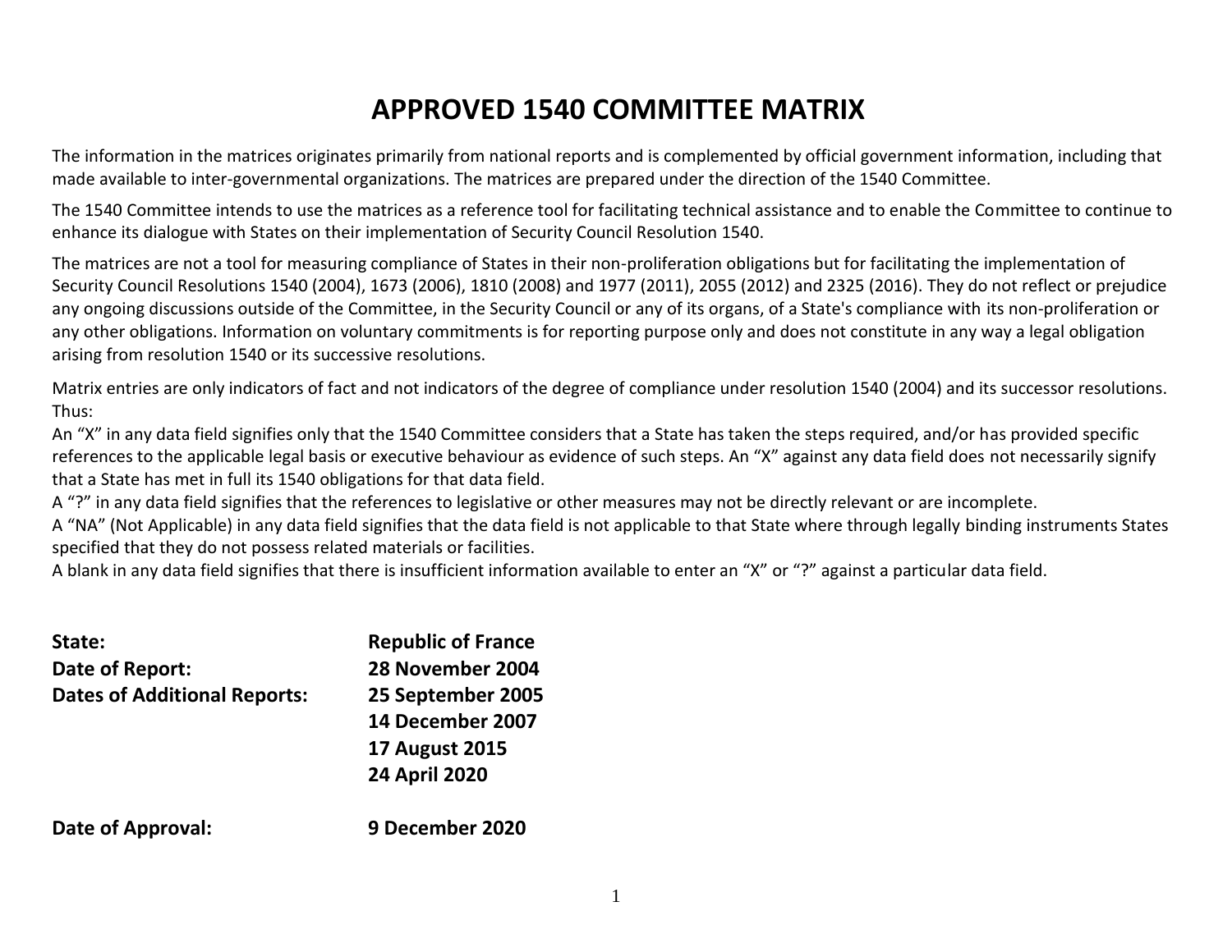# APPROVED 1540 COMMITTEE MATRIX

The information in the matrices originates primarily from national reports and is complemented by official government information, including that made available to inter-governmental organizations. The matrices are prepared under the direction of the 1540 Committee.

The 1540 Committee intends to use the matrices as a reference tool for facilitating technical assistance and to enable the Committee to continue to enhance its dialogue with States on their implementation of Security Council Resolution 1540.

The matrices are not a tool for measuring compliance of States in their non-proliferation obligations but for facilitating the implementation of Security Council Resolutions 1540 (2004), 1673 (2006), 1810 (2008) and 1977 (2011), 2055 (2012) and 2325 (2016). They do not reflect or prejudice any ongoing discussions outside of the Committee, in the Security Council or any of its organs, of a State's compliance with its non-proliferation or any other obligations. Information on voluntary commitments is for reporting purpose only and does not constitute in any way a legal obligation arising from resolution 1540 or its successive resolutions.

Matrix entries are only indicators of fact and not indicators of the degree of compliance under resolution 1540 (2004) and its successor resolutions. Thus:
An "X" in any data field signifies only that the 1540 Committee considers that a State has taken the steps required, and/or has provided specific references to the applicable legal basis or executive behaviour as evidence of such steps. An "X" against any data field does not necessarily signify that a State has met in full its 1540 obligations for that data field.
A "?" in any data field signifies that the references to legislative or other measures may not be directly relevant or are incomplete.
A "NA" (Not Applicable) in any data field signifies that the data field is not applicable to that State where through legally binding instruments States specified that they do not possess related materials or facilities.
A blank in any data field signifies that there is insufficient information available to enter an "X" or "?" against a particular data field.

**State:** **Republic of France**
**Date of Report:** **28 November 2004**
**Dates of Additional Reports:** **25 September 2005**
**14 December 2007**
**17 August 2015**
**24 April 2020**

**Date of Approval:** **9 December 2020**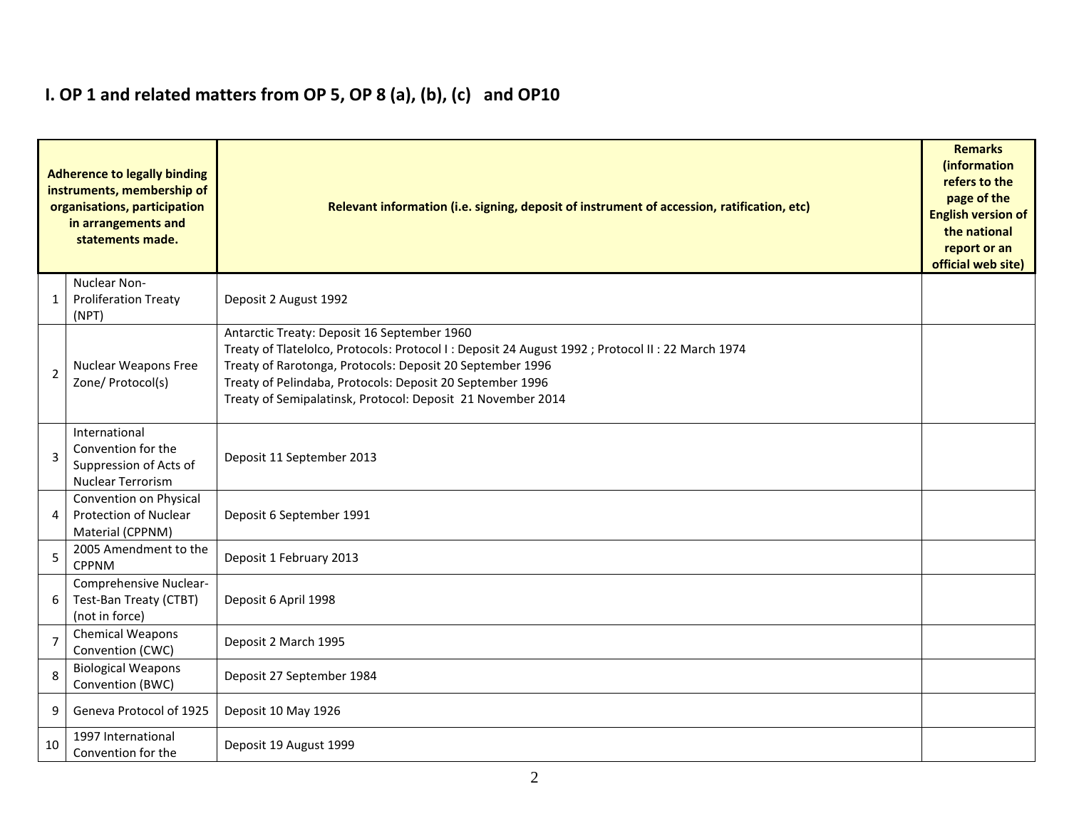## I. OP 1 and related matters from OP 5, OP 8 (a), (b), (c) and OP10

| | Adherence to legally binding instruments, membership of organisations, participation in arrangements and statements made. | Relevant information (i.e. signing, deposit of instrument of accession, ratification, etc) | Remarks (information refers to the page of the English version of the national report or an official web site) |
|---|---|---|---|
| 1 | Nuclear Non-Proliferation Treaty (NPT) | Deposit 2 August 1992 | |
| 2 | Nuclear Weapons Free Zone/ Protocol(s) | Antarctic Treaty: Deposit 16 September 1960<br>Treaty of Tlatelolco, Protocols: Protocol I : Deposit 24 August 1992 ; Protocol II : 22 March 1974<br>Treaty of Rarotonga, Protocols: Deposit 20 September 1996<br>Treaty of Pelindaba, Protocols: Deposit 20 September 1996<br>Treaty of Semipalatinsk, Protocol: Deposit 21 November 2014 | |
| 3 | International Convention for the Suppression of Acts of Nuclear Terrorism | Deposit 11 September 2013 | |
| 4 | Convention on Physical Protection of Nuclear Material (CPPNM) | Deposit 6 September 1991 | |
| 5 | 2005 Amendment to the CPPNM | Deposit 1 February 2013 | |
| 6 | Comprehensive Nuclear-Test-Ban Treaty (CTBT) (not in force) | Deposit 6 April 1998 | |
| 7 | Chemical Weapons Convention (CWC) | Deposit 2 March 1995 | |
| 8 | Biological Weapons Convention (BWC) | Deposit 27 September 1984 | |
| 9 | Geneva Protocol of 1925 | Deposit 10 May 1926 | |
| 10 | 1997 International Convention for the | Deposit 19 August 1999 | |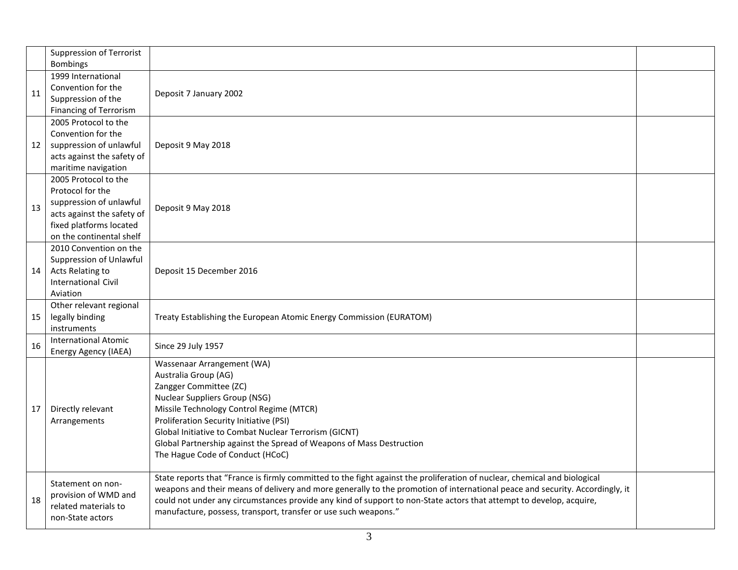| | | | |
|---|---|---|---|
| | Suppression of Terrorist Bombings | | |
| 11 | 1999 International Convention for the Suppression of the Financing of Terrorism | Deposit 7 January 2002 | |
| 12 | 2005 Protocol to the Convention for the suppression of unlawful acts against the safety of maritime navigation | Deposit 9 May 2018 | |
| 13 | 2005 Protocol to the Protocol for the suppression of unlawful acts against the safety of fixed platforms located on the continental shelf | Deposit 9 May 2018 | |
| 14 | 2010 Convention on the Suppression of Unlawful Acts Relating to International Civil Aviation | Deposit 15 December 2016 | |
| 15 | Other relevant regional legally binding instruments | Treaty Establishing the European Atomic Energy Commission (EURATOM) | |
| 16 | International Atomic Energy Agency (IAEA) | Since 29 July 1957 | |
| 17 | Directly relevant Arrangements | Wassenaar Arrangement (WA)<br>Australia Group (AG)<br>Zangger Committee (ZC)<br>Nuclear Suppliers Group (NSG)<br>Missile Technology Control Regime (MTCR)<br>Proliferation Security Initiative (PSI)<br>Global Initiative to Combat Nuclear Terrorism (GICNT)<br>Global Partnership against the Spread of Weapons of Mass Destruction<br>The Hague Code of Conduct (HCoC) | |
| 18 | Statement on non-provision of WMD and related materials to non-State actors | State reports that "France is firmly committed to the fight against the proliferation of nuclear, chemical and biological weapons and their means of delivery and more generally to the promotion of international peace and security. Accordingly, it could not under any circumstances provide any kind of support to non-State actors that attempt to develop, acquire, manufacture, possess, transport, transfer or use such weapons." | |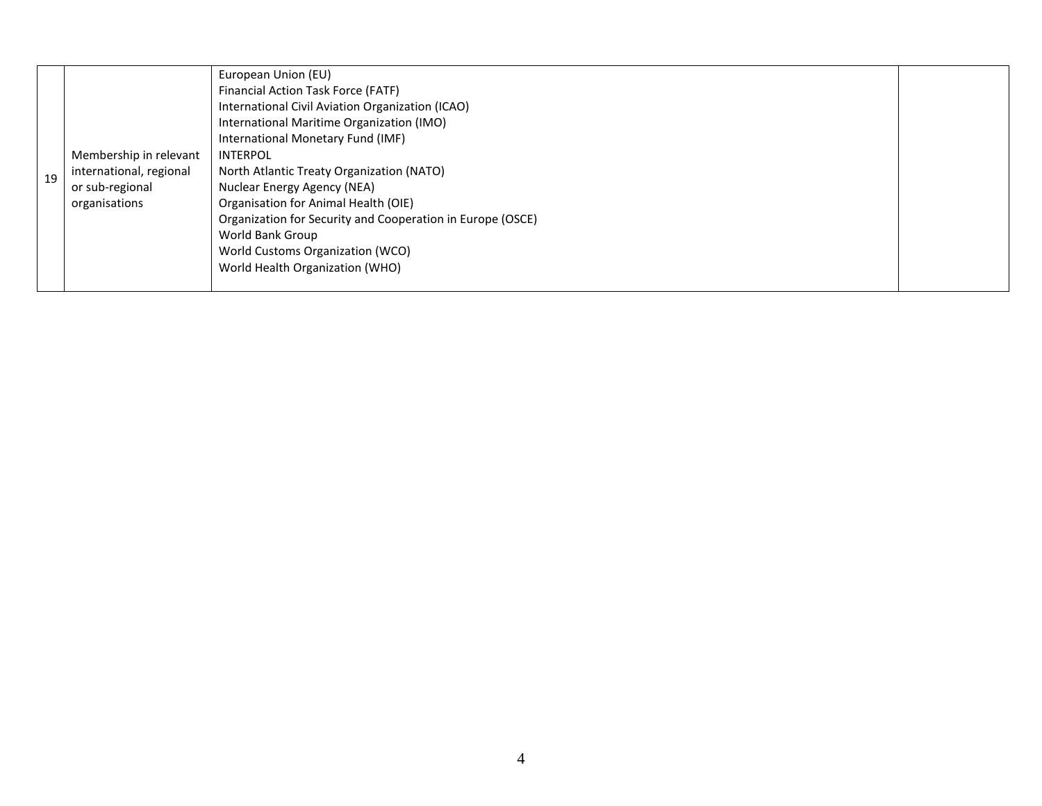| | | | |
|---|---|---|---|
| 19 | Membership in relevant international, regional or sub-regional organisations | European Union (EU)<br>Financial Action Task Force (FATF)<br>International Civil Aviation Organization (ICAO)<br>International Maritime Organization (IMO)<br>International Monetary Fund (IMF)<br>INTERPOL<br>North Atlantic Treaty Organization (NATO)<br>Nuclear Energy Agency (NEA)<br>Organisation for Animal Health (OIE)<br>Organization for Security and Cooperation in Europe (OSCE)<br>World Bank Group<br>World Customs Organization (WCO)<br>World Health Organization (WHO) | |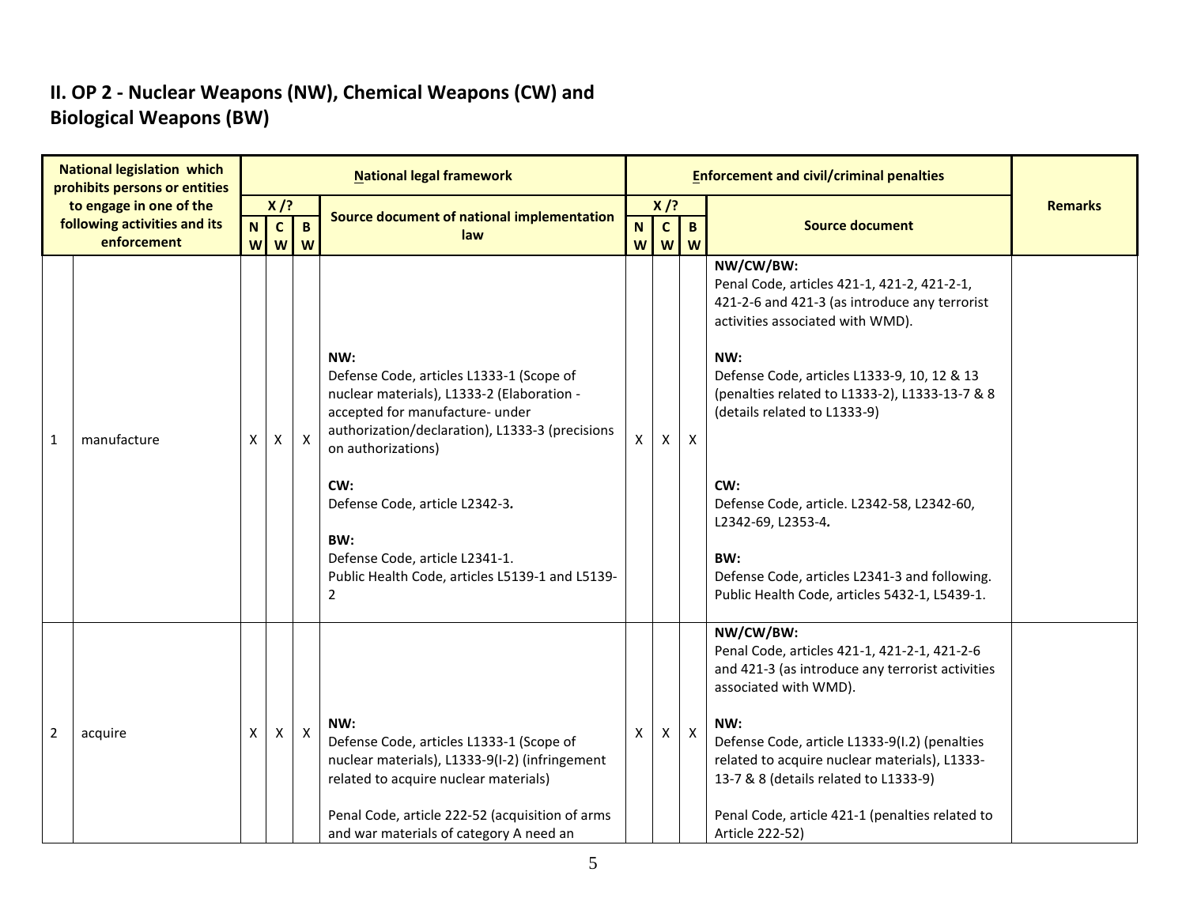## II. OP 2 - Nuclear Weapons (NW), Chemical Weapons (CW) and Biological Weapons (BW)

| | National legislation which prohibits persons or entities to engage in one of the following activities and its enforcement | National legal framework | | | | Enforcement and civil/criminal penalties | | | | Remarks |
|---|---|---|---|---|---|---|---|---|---|---|
| | | X /? | | | Source document of national implementation law | X /? | | | Source document | |
| | | NW | CW | BW | | NW | CW | BW | | |
| 1 | manufacture | X | X | X | **NW:**<br>Defense Code, articles L1333-1 (Scope of nuclear materials), L1333-2 (Elaboration - accepted for manufacture- under authorization/declaration), L1333-3 (precisions on authorizations)<br><br>**CW:**<br>Defense Code, article L2342-3**.**<br><br>**BW:**<br>Defense Code, article L2341-1.<br>Public Health Code, articles L5139-1 and L5139-2 | X | X | X | **NW/CW/BW:**<br>Penal Code, articles 421-1, 421-2, 421-2-1, 421-2-6 and 421-3 (as introduce any terrorist activities associated with WMD).<br><br>**NW:**<br>Defense Code, articles L1333-9, 10, 12 & 13 (penalties related to L1333-2), L1333-13-7 & 8 (details related to L1333-9)<br><br>**CW:**<br>Defense Code, article. L2342-58, L2342-60, L2342-69, L2353-4**.**<br><br>**BW:**<br>Defense Code, articles L2341-3 and following.<br>Public Health Code, articles 5432-1, L5439-1. | |
| 2 | acquire | X | X | X | **NW:**<br>Defense Code, articles L1333-1 (Scope of nuclear materials), L1333-9(I-2) (infringement related to acquire nuclear materials)<br><br>Penal Code, article 222-52 (acquisition of arms and war materials of category A need an | X | X | X | **NW/CW/BW:**<br>Penal Code, articles 421-1, 421-2-1, 421-2-6 and 421-3 (as introduce any terrorist activities associated with WMD).<br><br>**NW:**<br>Defense Code, article L1333-9(I.2) (penalties related to acquire nuclear materials), L1333-13-7 & 8 (details related to L1333-9)<br><br>Penal Code, article 421-1 (penalties related to Article 222-52) | |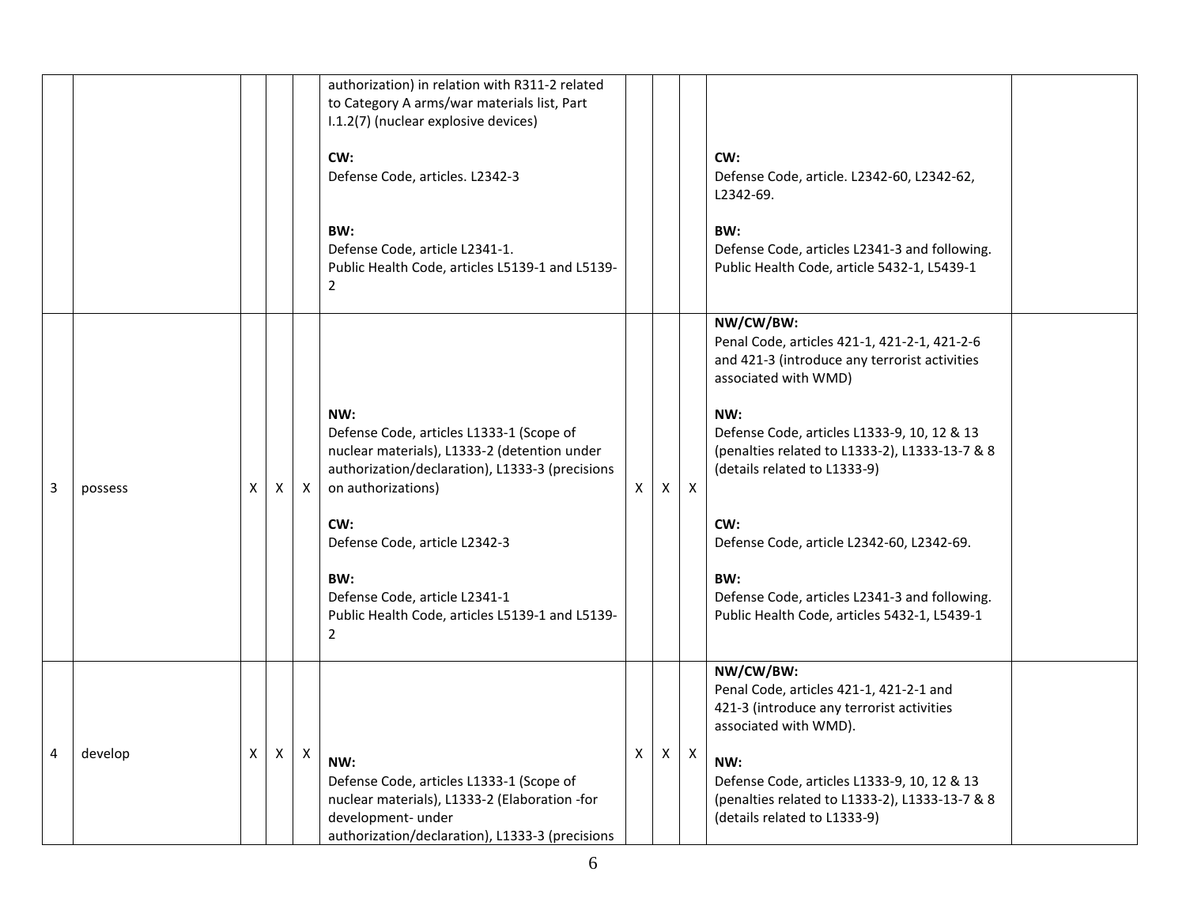| | | | | | | | | | | |
|---|---|---|---|---|---|---|---|---|---|---|
| | | | | | authorization) in relation with R311-2 related to Category A arms/war materials list, Part I.1.2(7) (nuclear explosive devices)<br><br>**CW:**<br>Defense Code, articles. L2342-3<br><br>**BW:**<br>Defense Code, article L2341-1.<br>Public Health Code, articles L5139-1 and L5139-2 | | | | **CW:**<br>Defense Code, article. L2342-60, L2342-62, L2342-69.<br><br>**BW:**<br>Defense Code, articles L2341-3 and following.<br>Public Health Code, article 5432-1, L5439-1 | |
| 3 | possess | X | X | X | **NW:**<br>Defense Code, articles L1333-1 (Scope of nuclear materials), L1333-2 (detention under authorization/declaration), L1333-3 (precisions on authorizations)<br><br>**CW:**<br>Defense Code, article L2342-3<br><br>**BW:**<br>Defense Code, article L2341-1<br>Public Health Code, articles L5139-1 and L5139-2 | X | X | X | **NW/CW/BW:**<br>Penal Code, articles 421-1, 421-2-1, 421-2-6 and 421-3 (introduce any terrorist activities associated with WMD)<br><br>**NW:**<br>Defense Code, articles L1333-9, 10, 12 & 13 (penalties related to L1333-2), L1333-13-7 & 8 (details related to L1333-9)<br><br>**CW:**<br>Defense Code, article L2342-60, L2342-69.<br><br>**BW:**<br>Defense Code, articles L2341-3 and following.<br>Public Health Code, articles 5432-1, L5439-1 | |
| 4 | develop | X | X | X | **NW:**<br>Defense Code, articles L1333-1 (Scope of nuclear materials), L1333-2 (Elaboration -for development- under authorization/declaration), L1333-3 (precisions | X | X | X | **NW/CW/BW:**<br>Penal Code, articles 421-1, 421-2-1 and 421-3 (introduce any terrorist activities associated with WMD).<br><br>**NW:**<br>Defense Code, articles L1333-9, 10, 12 & 13 (penalties related to L1333-2), L1333-13-7 & 8 (details related to L1333-9) | |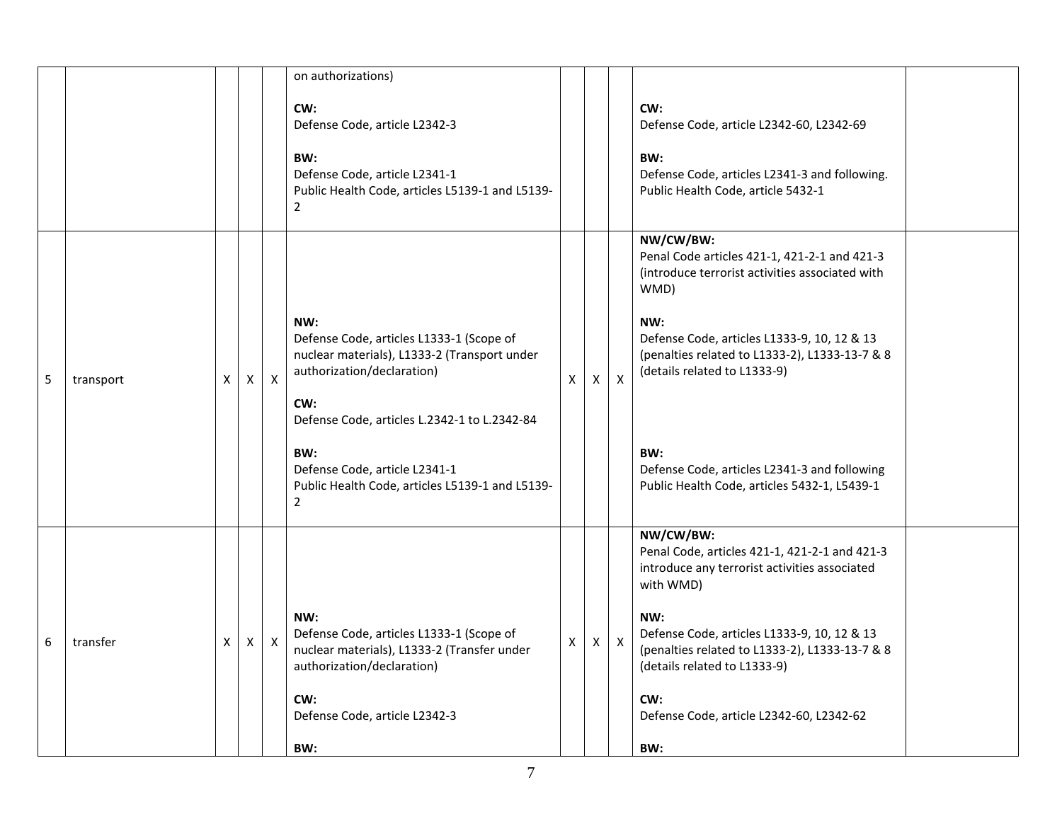| | | | | | | | | | | |
|---|---|---|---|---|---|---|---|---|---|---|
| | | | | | on authorizations)<br><br>**CW:**<br>Defense Code, article L2342-3<br><br>**BW:**<br>Defense Code, article L2341-1<br>Public Health Code, articles L5139-1 and L5139-2 | | | | **CW:**<br>Defense Code, article L2342-60, L2342-69<br><br>**BW:**<br>Defense Code, articles L2341-3 and following.<br>Public Health Code, article 5432-1 | |
| 5 | transport | X | X | X | **NW:**<br>Defense Code, articles L1333-1 (Scope of nuclear materials), L1333-2 (Transport under authorization/declaration)<br><br>**CW:**<br>Defense Code, articles L.2342-1 to L.2342-84<br><br>**BW:**<br>Defense Code, article L2341-1<br>Public Health Code, articles L5139-1 and L5139-2 | X | X | X | **NW/CW/BW:**<br>Penal Code articles 421-1, 421-2-1 and 421-3 (introduce terrorist activities associated with WMD)<br><br>**NW:**<br>Defense Code, articles L1333-9, 10, 12 & 13 (penalties related to L1333-2), L1333-13-7 & 8 (details related to L1333-9)<br><br>**BW:**<br>Defense Code, articles L2341-3 and following<br>Public Health Code, articles 5432-1, L5439-1 | |
| 6 | transfer | X | X | X | **NW:**<br>Defense Code, articles L1333-1 (Scope of nuclear materials), L1333-2 (Transfer under authorization/declaration)<br><br>**CW:**<br>Defense Code, article L2342-3<br><br>**BW:** | X | X | X | **NW/CW/BW:**<br>Penal Code, articles 421-1, 421-2-1 and 421-3 introduce any terrorist activities associated with WMD)<br><br>**NW:**<br>Defense Code, articles L1333-9, 10, 12 & 13 (penalties related to L1333-2), L1333-13-7 & 8 (details related to L1333-9)<br><br>**CW:**<br>Defense Code, article L2342-60, L2342-62<br><br>**BW:** | |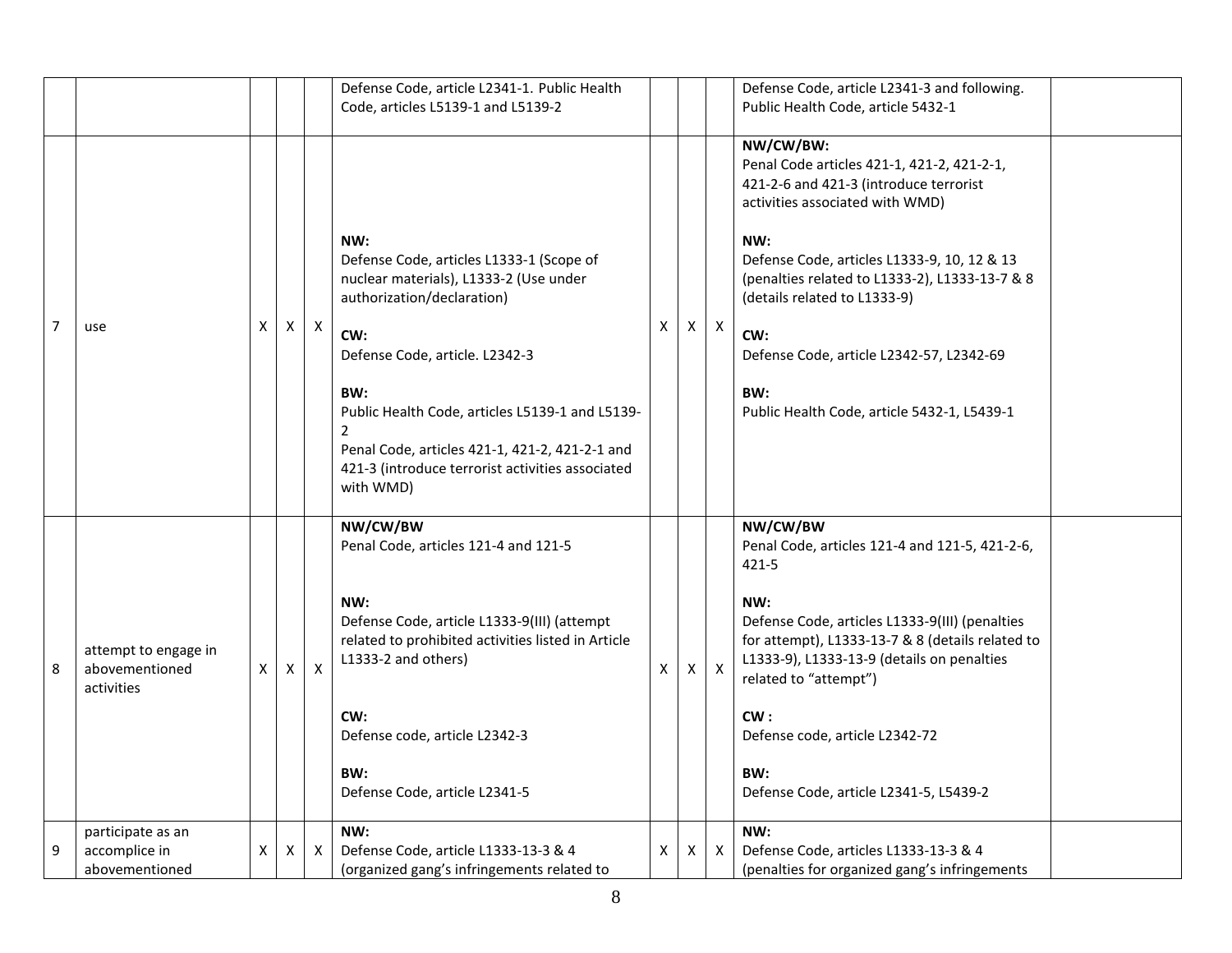| | | | | | | | | | | |
|---|---|---|---|---|---|---|---|---|---|---|
| | | | | | Defense Code, article L2341-1. Public Health Code, articles L5139-1 and L5139-2 | | | | Defense Code, article L2341-3 and following. Public Health Code, article 5432-1 | |
| 7 | use | X | X | X | **NW:**<br>Defense Code, articles L1333-1 (Scope of nuclear materials), L1333-2 (Use under authorization/declaration)<br><br>**CW:**<br>Defense Code, article. L2342-3<br><br>**BW:**<br>Public Health Code, articles L5139-1 and L5139-2<br>Penal Code, articles 421-1, 421-2, 421-2-1 and 421-3 (introduce terrorist activities associated with WMD) | X | X | X | **NW/CW/BW:**<br>Penal Code articles 421-1, 421-2, 421-2-1, 421-2-6 and 421-3 (introduce terrorist activities associated with WMD)<br><br>**NW:**<br>Defense Code, articles L1333-9, 10, 12 & 13 (penalties related to L1333-2), L1333-13-7 & 8 (details related to L1333-9)<br><br>**CW:**<br>Defense Code, article L2342-57, L2342-69<br><br>**BW:**<br>Public Health Code, article 5432-1, L5439-1 | |
| 8 | attempt to engage in abovementioned activities | X | X | X | **NW/CW/BW**<br>Penal Code, articles 121-4 and 121-5<br><br>**NW:**<br>Defense Code, article L1333-9(III) (attempt related to prohibited activities listed in Article L1333-2 and others)<br><br>**CW:**<br>Defense code, article L2342-3<br><br>**BW:**<br>Defense Code, article L2341-5 | X | X | X | **NW/CW/BW**<br>Penal Code, articles 121-4 and 121-5, 421-2-6, 421-5<br><br>**NW:**<br>Defense Code, articles L1333-9(III) (penalties for attempt), L1333-13-7 & 8 (details related to L1333-9), L1333-13-9 (details on penalties related to "attempt")<br><br>**CW :**<br>Defense code, article L2342-72<br><br>**BW:**<br>Defense Code, article L2341-5, L5439-2 | |
| 9 | participate as an accomplice in abovementioned | X | X | X | **NW:**<br>Defense Code, article L1333-13-3 & 4 (organized gang's infringements related to | X | X | X | **NW:**<br>Defense Code, articles L1333-13-3 & 4 (penalties for organized gang's infringements | |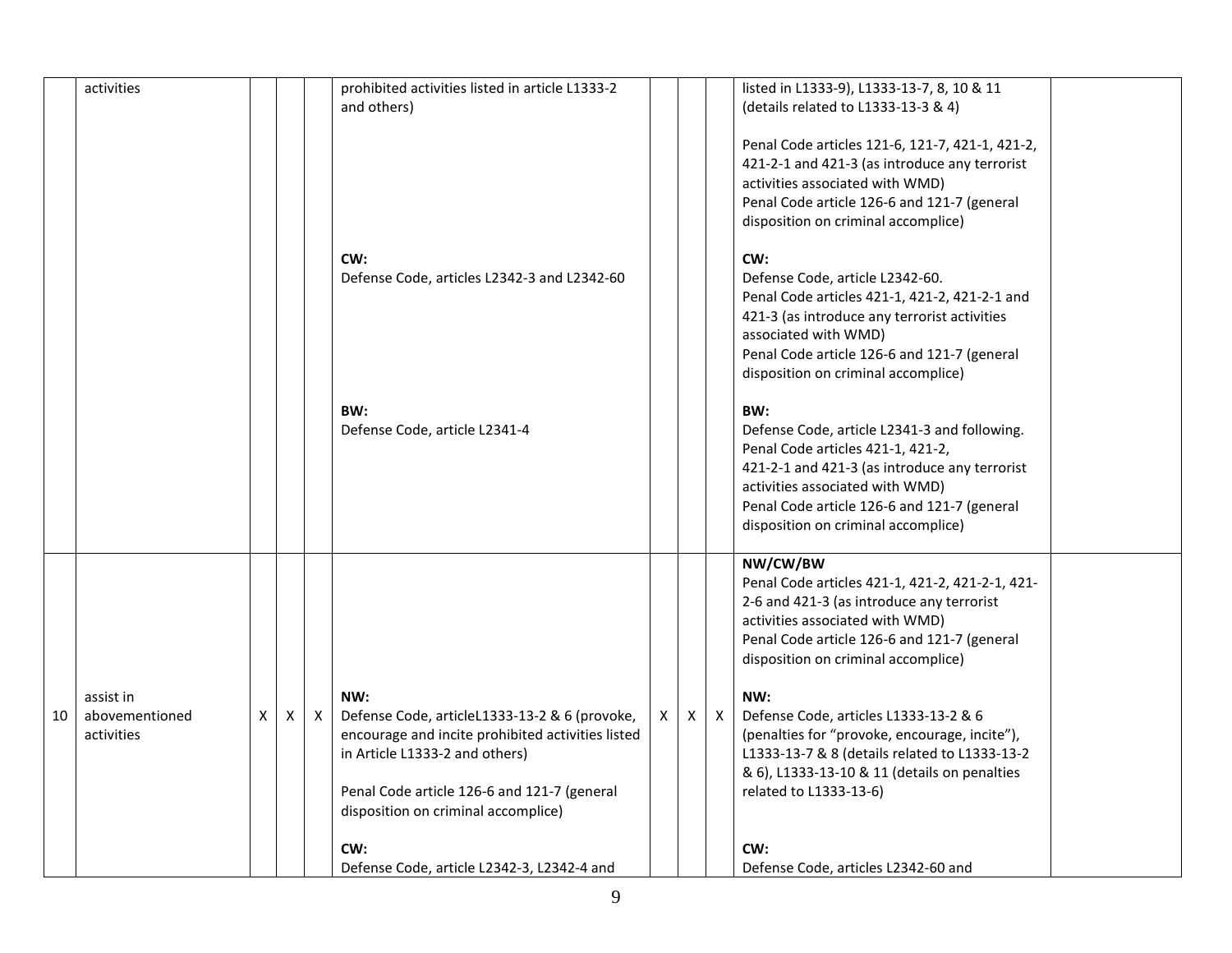|  |  |  |  |  |  |  |  |  |  |  |
|---|---|---|---|---|---|---|---|---|---|---|
|  | activities |  |  |  | prohibited activities listed in article L1333-2 and others)<br><br>**CW:**<br>Defense Code, articles L2342-3 and L2342-60<br><br>**BW:**<br>Defense Code, article L2341-4 |  |  |  | listed in L1333-9), L1333-13-7, 8, 10 & 11 (details related to L1333-13-3 & 4)<br><br>Penal Code articles 121-6, 121-7, 421-1, 421-2, 421-2-1 and 421-3 (as introduce any terrorist activities associated with WMD)<br>Penal Code article 126-6 and 121-7 (general disposition on criminal accomplice)<br><br>**CW:**<br>Defense Code, article L2342-60.<br>Penal Code articles 421-1, 421-2, 421-2-1 and 421-3 (as introduce any terrorist activities associated with WMD)<br>Penal Code article 126-6 and 121-7 (general disposition on criminal accomplice)<br><br>**BW:**<br>Defense Code, article L2341-3 and following.<br>Penal Code articles 421-1, 421-2,<br>421-2-1 and 421-3 (as introduce any terrorist activities associated with WMD)<br>Penal Code article 126-6 and 121-7 (general disposition on criminal accomplice) |  |
| 10 | assist in abovementioned activities | X | X | X | **NW:**<br>Defense Code, articleL1333-13-2 & 6 (provoke, encourage and incite prohibited activities listed in Article L1333-2 and others)<br><br>Penal Code article 126-6 and 121-7 (general disposition on criminal accomplice)<br><br>**CW:**<br>Defense Code, article L2342-3, L2342-4 and | X | X | X | **NW/CW/BW**<br>Penal Code articles 421-1, 421-2, 421-2-1, 421-2-6 and 421-3 (as introduce any terrorist activities associated with WMD)<br>Penal Code article 126-6 and 121-7 (general disposition on criminal accomplice)<br><br>**NW:**<br>Defense Code, articles L1333-13-2 & 6 (penalties for "provoke, encourage, incite"), L1333-13-7 & 8 (details related to L1333-13-2 & 6), L1333-13-10 & 11 (details on penalties related to L1333-13-6)<br><br>**CW:**<br>Defense Code, articles L2342-60 and |  |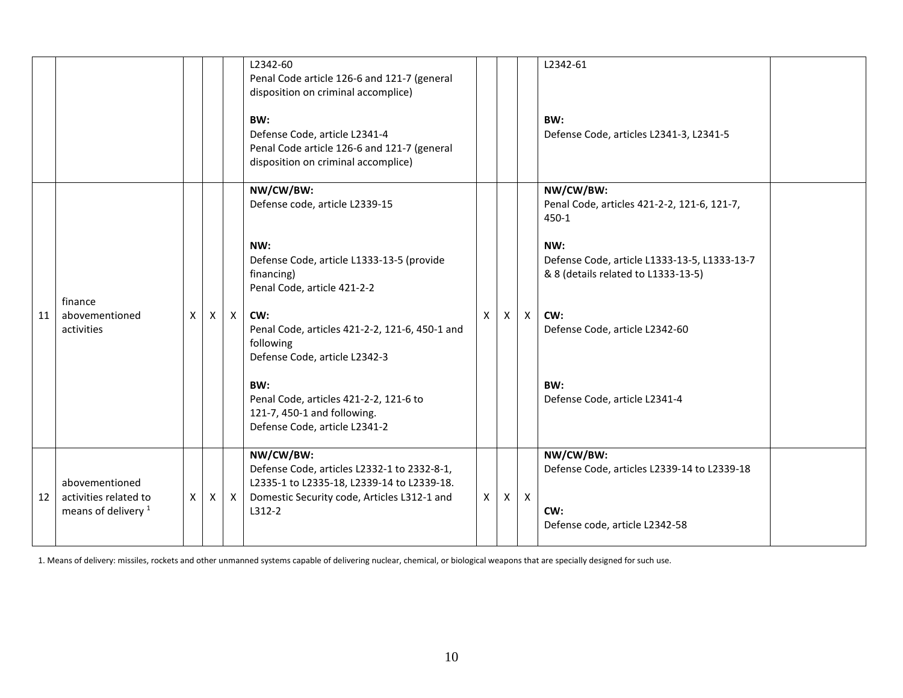| | | | | | | | | | | |
|---|---|---|---|---|---|---|---|---|---|---|
| | | | | | L2342-60<br>Penal Code article 126-6 and 121-7 (general disposition on criminal accomplice)<br><br>**BW:**<br>Defense Code, article L2341-4<br>Penal Code article 126-6 and 121-7 (general disposition on criminal accomplice) | | | | L2342-61<br><br><br>**BW:**<br>Defense Code, articles L2341-3, L2341-5 | |
| 11 | finance abovementioned activities | X | X | X | **NW/CW/BW:**<br>Defense code, article L2339-15<br><br>**NW:**<br>Defense Code, article L1333-13-5 (provide financing)<br>Penal Code, article 421-2-2<br><br>**CW:**<br>Penal Code, articles 421-2-2, 121-6, 450-1 and following<br>Defense Code, article L2342-3<br><br>**BW:**<br>Penal Code, articles 421-2-2, 121-6 to 121-7, 450-1 and following.<br>Defense Code, article L2341-2 | X | X | X | **NW/CW/BW:**<br>Penal Code, articles 421-2-2, 121-6, 121-7, 450-1<br><br>**NW:**<br>Defense Code, article L1333-13-5, L1333-13-7 & 8 (details related to L1333-13-5)<br><br>**CW:**<br>Defense Code, article L2342-60<br><br>**BW:**<br>Defense Code, article L2341-4 | |
| 12 | abovementioned activities related to means of delivery [1] | X | X | X | **NW/CW/BW:**<br>Defense Code, articles L2332-1 to 2332-8-1, L2335-1 to L2335-18, L2339-14 to L2339-18.<br>Domestic Security code, Articles L312-1 and L312-2 | X | X | X | **NW/CW/BW:**<br>Defense Code, articles L2339-14 to L2339-18<br><br>**CW:**<br>Defense code, article L2342-58 | |

1. Means of delivery: missiles, rockets and other unmanned systems capable of delivering nuclear, chemical, or biological weapons that are specially designed for such use.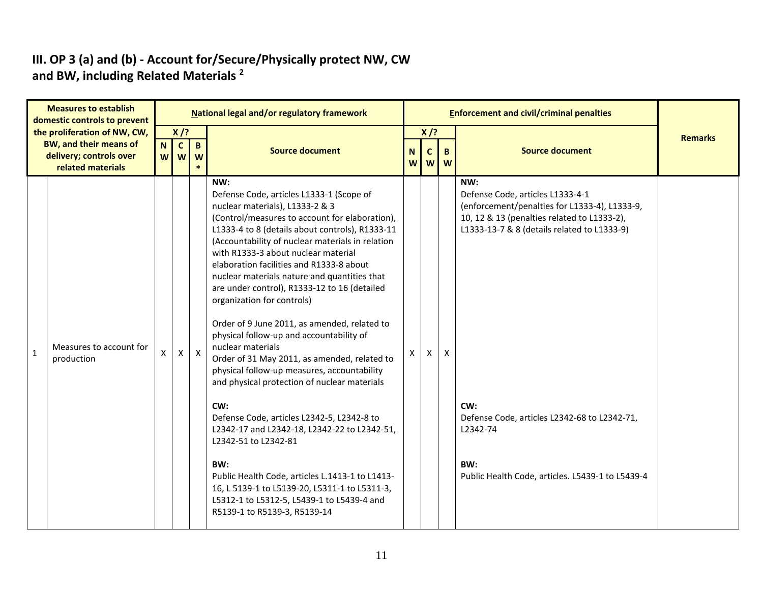## III. OP 3 (a) and (b) - Account for/Secure/Physically protect NW, CW and BW, including Related Materials [2]

| | Measures to establish domestic controls to prevent the proliferation of NW, CW, BW, and their means of delivery; controls over related materials | National legal and/or regulatory framework | | | | Enforcement and civil/criminal penalties | | | | Remarks |
|---|---|---|---|---|---|---|---|---|---|---|
| | | X /? | | | Source document | X /? | | | Source document | |
| | | NW | CW | BW* | | NW | CW | BW | | |
| 1 | Measures to account for production | X | X | X | **NW:**<br>Defense Code, articles L1333-1 (Scope of nuclear materials), L1333-2 & 3 (Control/measures to account for elaboration), L1333-4 to 8 (details about controls), R1333-11 (Accountability of nuclear materials in relation with R1333-3 about nuclear material elaboration facilities and R1333-8 about nuclear materials nature and quantities that are under control), R1333-12 to 16 (detailed organization for controls)<br><br>Order of 9 June 2011, as amended, related to physical follow-up and accountability of nuclear materials<br>Order of 31 May 2011, as amended, related to physical follow-up measures, accountability and physical protection of nuclear materials<br><br>**CW:**<br>Defense Code, articles L2342-5, L2342-8 to L2342-17 and L2342-18, L2342-22 to L2342-51, L2342-51 to L2342-81<br><br>**BW:**<br>Public Health Code, articles L.1413-1 to L1413-16, L 5139-1 to L5139-20, L5311-1 to L5311-3, L5312-1 to L5312-5, L5439-1 to L5439-4 and R5139-1 to R5139-3, R5139-14 | X | X | X | **NW:**<br>Defense Code, articles L1333-4-1 (enforcement/penalties for L1333-4), L1333-9, 10, 12 & 13 (penalties related to L1333-2), L1333-13-7 & 8 (details related to L1333-9)<br><br>**CW:**<br>Defense Code, articles L2342-68 to L2342-71, L2342-74<br><br>**BW:**<br>Public Health Code, articles. L5439-1 to L5439-4 | |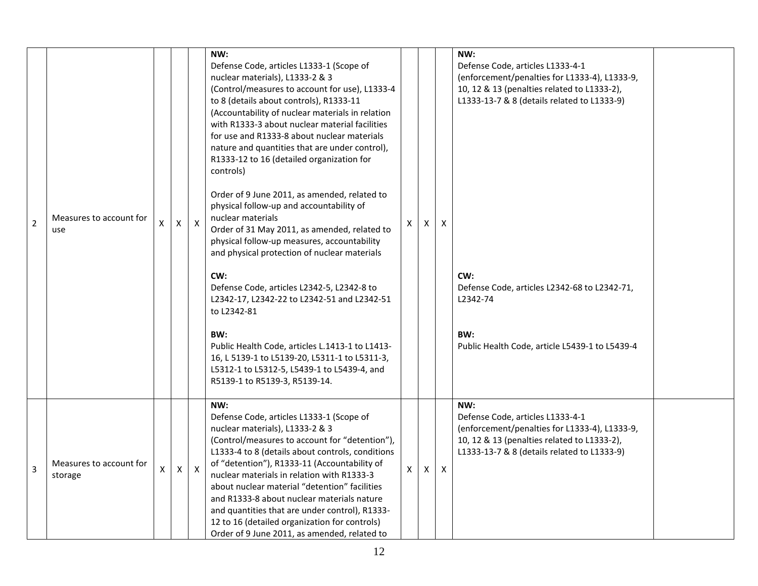| | | | | | | | | | | | |
|---|---|---|---|---|---|---|---|---|---|---|---|
| 2 | Measures to account for use | X | X | X | **NW:**<br>Defense Code, articles L1333-1 (Scope of nuclear materials), L1333-2 & 3 (Control/measures to account for use), L1333-4 to 8 (details about controls), R1333-11 (Accountability of nuclear materials in relation with R1333-3 about nuclear material facilities for use and R1333-8 about nuclear materials nature and quantities that are under control), R1333-12 to 16 (detailed organization for controls)<br><br>Order of 9 June 2011, as amended, related to physical follow-up and accountability of nuclear materials<br>Order of 31 May 2011, as amended, related to physical follow-up measures, accountability and physical protection of nuclear materials<br><br>**CW:**<br>Defense Code, articles L2342-5, L2342-8 to L2342-17, L2342-22 to L2342-51 and L2342-51 to L2342-81<br><br>**BW:**<br>Public Health Code, articles L.1413-1 to L1413-16, L 5139-1 to L5139-20, L5311-1 to L5311-3, L5312-1 to L5312-5, L5439-1 to L5439-4, and R5139-1 to R5139-3, R5139-14. | X | X | X | **NW:**<br>Defense Code, articles L1333-4-1 (enforcement/penalties for L1333-4), L1333-9, 10, 12 & 13 (penalties related to L1333-2), L1333-13-7 & 8 (details related to L1333-9)<br><br>**CW:**<br>Defense Code, articles L2342-68 to L2342-71, L2342-74<br><br>**BW:**<br>Public Health Code, article L5439-1 to L5439-4 | |
| 3 | Measures to account for storage | X | X | X | **NW:**<br>Defense Code, articles L1333-1 (Scope of nuclear materials), L1333-2 & 3 (Control/measures to account for "detention"), L1333-4 to 8 (details about controls, conditions of "detention"), R1333-11 (Accountability of nuclear materials in relation with R1333-3 about nuclear material "detention" facilities and R1333-8 about nuclear materials nature and quantities that are under control), R1333-12 to 16 (detailed organization for controls)<br>Order of 9 June 2011, as amended, related to | X | X | X | **NW:**<br>Defense Code, articles L1333-4-1 (enforcement/penalties for L1333-4), L1333-9, 10, 12 & 13 (penalties related to L1333-2), L1333-13-7 & 8 (details related to L1333-9) | |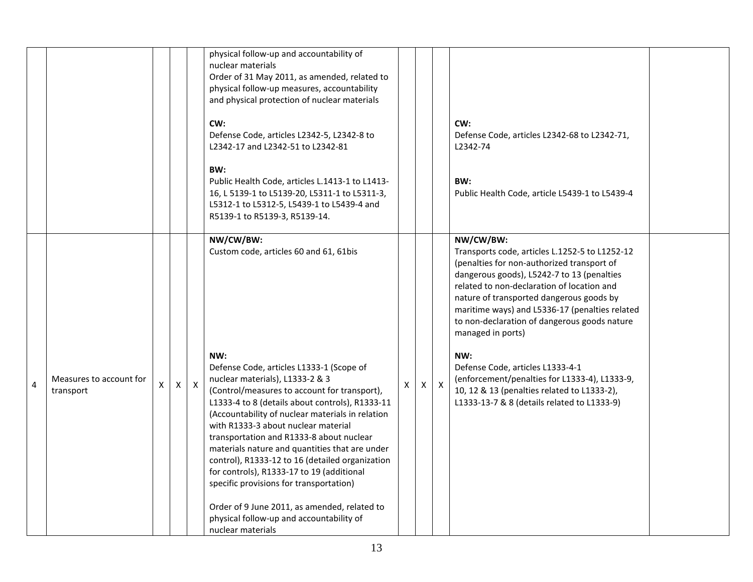| | | | | | | | | | | |
|---|---|---|---|---|---|---|---|---|---|---|
| | | | | | physical follow-up and accountability of nuclear materials<br>Order of 31 May 2011, as amended, related to physical follow-up measures, accountability and physical protection of nuclear materials<br><br>**CW:**<br>Defense Code, articles L2342-5, L2342-8 to L2342-17 and L2342-51 to L2342-81<br><br>**BW:**<br>Public Health Code, articles L.1413-1 to L1413-16, L 5139-1 to L5139-20, L5311-1 to L5311-3, L5312-1 to L5312-5, L5439-1 to L5439-4 and R5139-1 to R5139-3, R5139-14. | | | | **CW:**<br>Defense Code, articles L2342-68 to L2342-71, L2342-74<br><br>**BW:**<br>Public Health Code, article L5439-1 to L5439-4 | |
| 4 | Measures to account for transport | X | X | X | **NW/CW/BW:**<br>Custom code, articles 60 and 61, 61bis<br><br>**NW:**<br>Defense Code, articles L1333-1 (Scope of nuclear materials), L1333-2 & 3 (Control/measures to account for transport), L1333-4 to 8 (details about controls), R1333-11 (Accountability of nuclear materials in relation with R1333-3 about nuclear material transportation and R1333-8 about nuclear materials nature and quantities that are under control), R1333-12 to 16 (detailed organization for controls), R1333-17 to 19 (additional specific provisions for transportation)<br><br>Order of 9 June 2011, as amended, related to physical follow-up and accountability of nuclear materials | X | X | X | **NW/CW/BW:**<br>Transports code, articles L.1252-5 to L1252-12 (penalties for non-authorized transport of dangerous goods), L5242-7 to 13 (penalties related to non-declaration of location and nature of transported dangerous goods by maritime ways) and L5336-17 (penalties related to non-declaration of dangerous goods nature managed in ports)<br><br>**NW:**<br>Defense Code, articles L1333-4-1 (enforcement/penalties for L1333-4), L1333-9, 10, 12 & 13 (penalties related to L1333-2), L1333-13-7 & 8 (details related to L1333-9) | |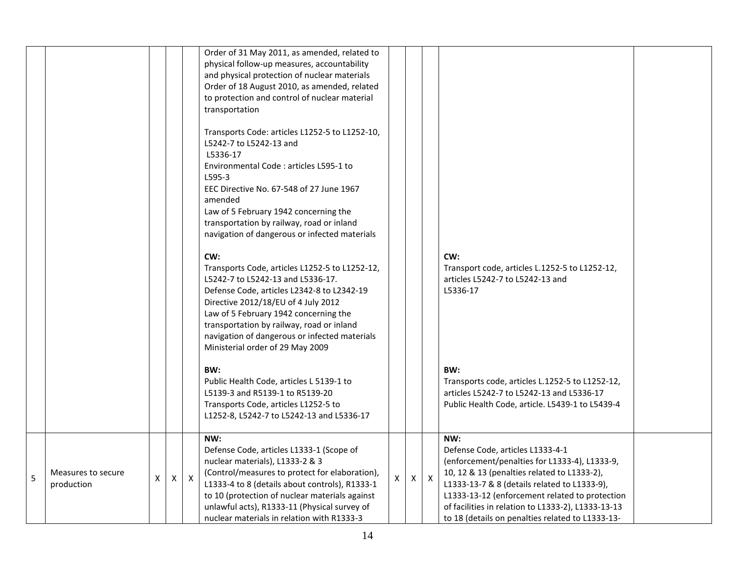| | | | | | | | | | | |
|---|---|---|---|---|---|---|---|---|---|---|
| | | | | | Order of 31 May 2011, as amended, related to physical follow-up measures, accountability and physical protection of nuclear materials<br>Order of 18 August 2010, as amended, related to protection and control of nuclear material transportation<br><br>Transports Code: articles L1252-5 to L1252-10, L5242-7 to L5242-13 and L5336-17<br>Environmental Code : articles L595-1 to L595-3<br>EEC Directive No. 67-548 of 27 June 1967 amended<br>Law of 5 February 1942 concerning the transportation by railway, road or inland navigation of dangerous or infected materials<br><br>**CW:**<br>Transports Code, articles L1252-5 to L1252-12, L5242-7 to L5242-13 and L5336-17.<br>Defense Code, articles L2342-8 to L2342-19<br>Directive 2012/18/EU of 4 July 2012<br>Law of 5 February 1942 concerning the transportation by railway, road or inland navigation of dangerous or infected materials<br>Ministerial order of 29 May 2009<br><br>**BW:**<br>Public Health Code, articles L 5139-1 to L5139-3 and R5139-1 to R5139-20<br>Transports Code, articles L1252-5 to L1252-8, L5242-7 to L5242-13 and L5336-17 | | | | **CW:**<br>Transport code, articles L.1252-5 to L1252-12, articles L5242-7 to L5242-13 and L5336-17<br><br>**BW:**<br>Transports code, articles L.1252-5 to L1252-12, articles L5242-7 to L5242-13 and L5336-17<br>Public Health Code, article. L5439-1 to L5439-4 | |
| 5 | Measures to secure production | X | X | X | **NW:**<br>Defense Code, articles L1333-1 (Scope of nuclear materials), L1333-2 & 3 (Control/measures to protect for elaboration), L1333-4 to 8 (details about controls), R1333-1 to 10 (protection of nuclear materials against unlawful acts), R1333-11 (Physical survey of nuclear materials in relation with R1333-3 | X | X | X | **NW:**<br>Defense Code, articles L1333-4-1 (enforcement/penalties for L1333-4), L1333-9, 10, 12 & 13 (penalties related to L1333-2), L1333-13-7 & 8 (details related to L1333-9), L1333-13-12 (enforcement related to protection of facilities in relation to L1333-2), L1333-13-13 to 18 (details on penalties related to L1333-13- | |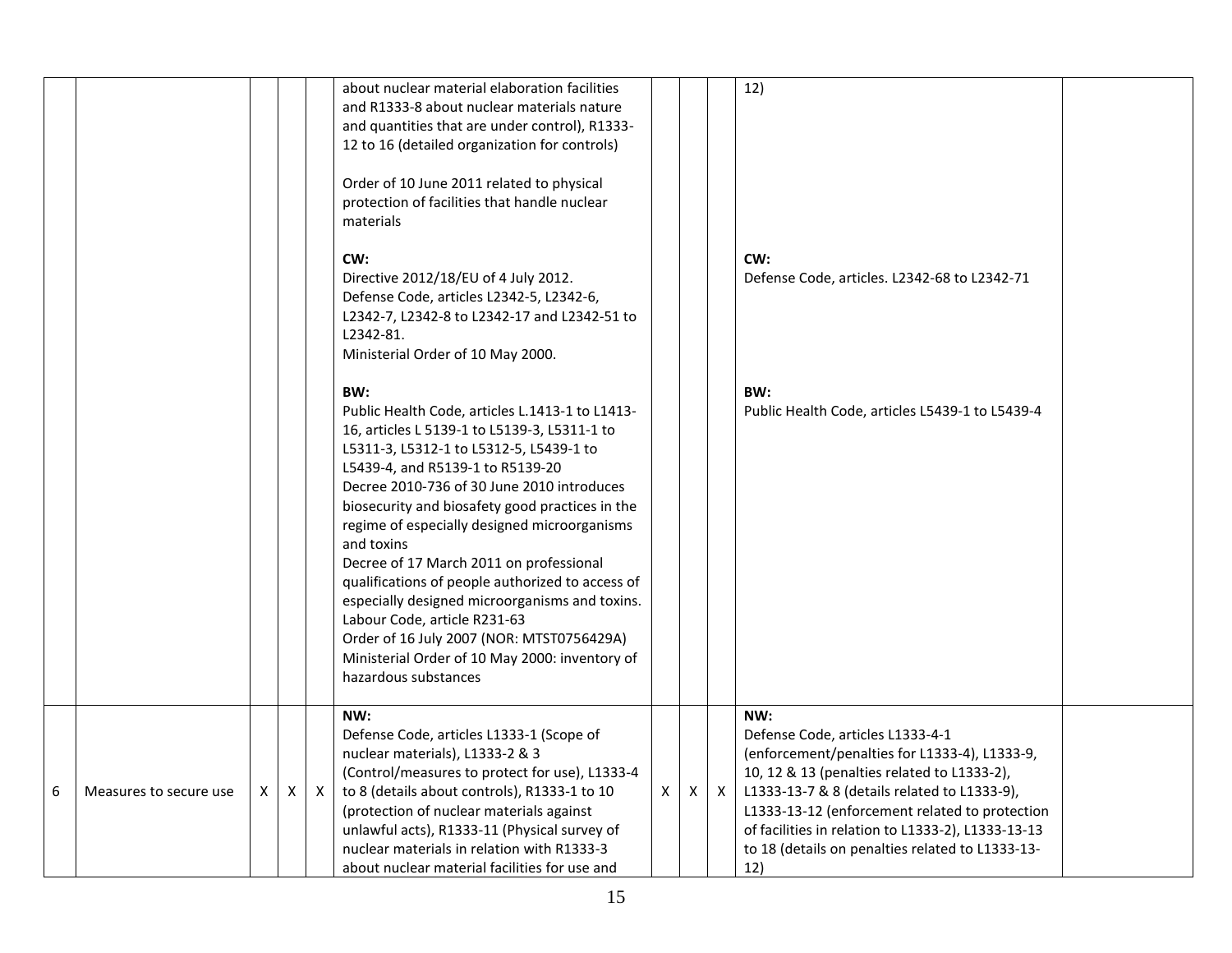| | | | | | | | | | | |
|---|---|---|---|---|---|---|---|---|---|---|
| | | | | | about nuclear material elaboration facilities and R1333-8 about nuclear materials nature and quantities that are under control), R1333-12 to 16 (detailed organization for controls)<br><br>Order of 10 June 2011 related to physical protection of facilities that handle nuclear materials<br><br>**CW:**<br>Directive 2012/18/EU of 4 July 2012.<br>Defense Code, articles L2342-5, L2342-6, L2342-7, L2342-8 to L2342-17 and L2342-51 to L2342-81.<br>Ministerial Order of 10 May 2000.<br><br>**BW:**<br>Public Health Code, articles L.1413-1 to L1413-16, articles L 5139-1 to L5139-3, L5311-1 to L5311-3, L5312-1 to L5312-5, L5439-1 to L5439-4, and R5139-1 to R5139-20<br>Decree 2010-736 of 30 June 2010 introduces biosecurity and biosafety good practices in the regime of especially designed microorganisms and toxins<br>Decree of 17 March 2011 on professional qualifications of people authorized to access of especially designed microorganisms and toxins.<br>Labour Code, article R231-63<br>Order of 16 July 2007 (NOR: MTST0756429A)<br>Ministerial Order of 10 May 2000: inventory of hazardous substances | | | | 12)<br><br>**CW:**<br>Defense Code, articles. L2342-68 to L2342-71<br><br>**BW:**<br>Public Health Code, articles L5439-1 to L5439-4 | |
| 6 | Measures to secure use | X | X | X | **NW:**<br>Defense Code, articles L1333-1 (Scope of nuclear materials), L1333-2 & 3 (Control/measures to protect for use), L1333-4 to 8 (details about controls), R1333-1 to 10 (protection of nuclear materials against unlawful acts), R1333-11 (Physical survey of nuclear materials in relation with R1333-3 about nuclear material facilities for use and | X | X | X | **NW:**<br>Defense Code, articles L1333-4-1 (enforcement/penalties for L1333-4), L1333-9, 10, 12 & 13 (penalties related to L1333-2), L1333-13-7 & 8 (details related to L1333-9), L1333-13-12 (enforcement related to protection of facilities in relation to L1333-2), L1333-13-13 to 18 (details on penalties related to L1333-13-12) | |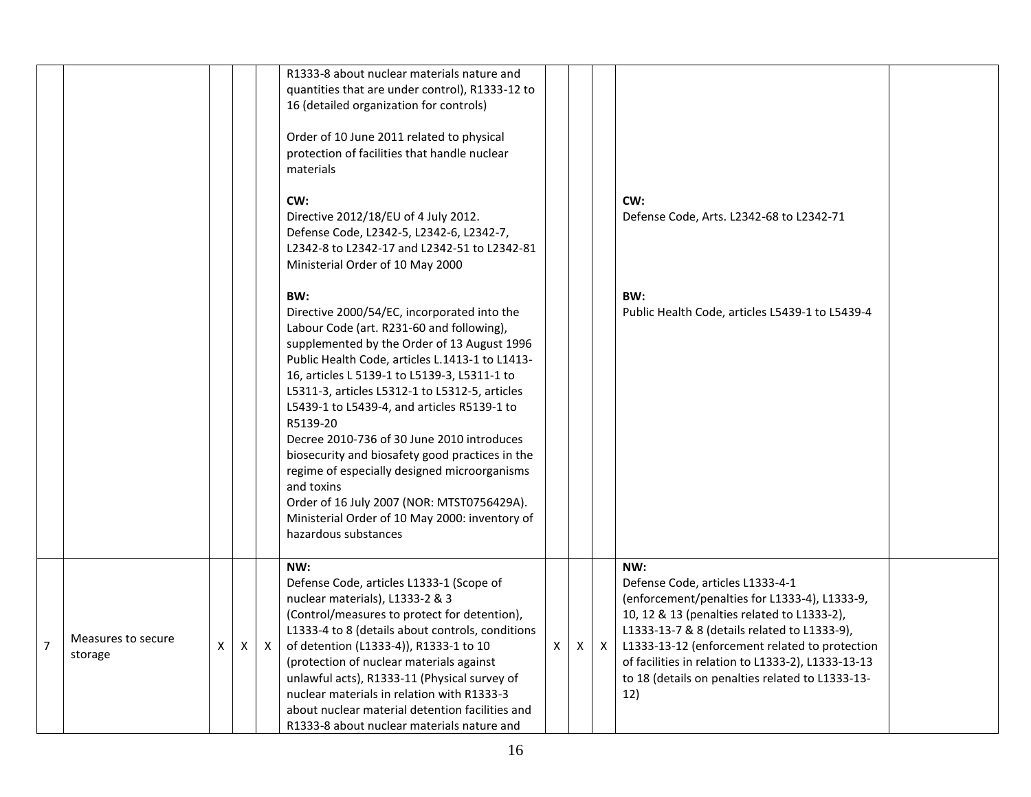| | | | | | | | | | | |
|---|---|---|---|---|---|---|---|---|---|---|
| | | | | | R1333-8 about nuclear materials nature and quantities that are under control), R1333-12 to 16 (detailed organization for controls)<br><br>Order of 10 June 2011 related to physical protection of facilities that handle nuclear materials<br><br>**CW:**<br>Directive 2012/18/EU of 4 July 2012.<br>Defense Code, L2342-5, L2342-6, L2342-7, L2342-8 to L2342-17 and L2342-51 to L2342-81<br>Ministerial Order of 10 May 2000<br><br>**BW:**<br>Directive 2000/54/EC, incorporated into the Labour Code (art. R231-60 and following), supplemented by the Order of 13 August 1996<br>Public Health Code, articles L.1413-1 to L1413-16, articles L 5139-1 to L5139-3, L5311-1 to L5311-3, articles L5312-1 to L5312-5, articles L5439-1 to L5439-4, and articles R5139-1 to R5139-20<br>Decree 2010-736 of 30 June 2010 introduces biosecurity and biosafety good practices in the regime of especially designed microorganisms and toxins<br>Order of 16 July 2007 (NOR: MTST0756429A).<br>Ministerial Order of 10 May 2000: inventory of hazardous substances | | | | **CW:**<br>Defense Code, Arts. L2342-68 to L2342-71<br><br>**BW:**<br>Public Health Code, articles L5439-1 to L5439-4 | |
| 7 | Measures to secure storage | X | X | X | **NW:**<br>Defense Code, articles L1333-1 (Scope of nuclear materials), L1333-2 & 3 (Control/measures to protect for detention), L1333-4 to 8 (details about controls, conditions of detention (L1333-4)), R1333-1 to 10 (protection of nuclear materials against unlawful acts), R1333-11 (Physical survey of nuclear materials in relation with R1333-3 about nuclear material detention facilities and R1333-8 about nuclear materials nature and | X | X | X | **NW:**<br>Defense Code, articles L1333-4-1 (enforcement/penalties for L1333-4), L1333-9, 10, 12 & 13 (penalties related to L1333-2), L1333-13-7 & 8 (details related to L1333-9), L1333-13-12 (enforcement related to protection of facilities in relation to L1333-2), L1333-13-13 to 18 (details on penalties related to L1333-13-12) | |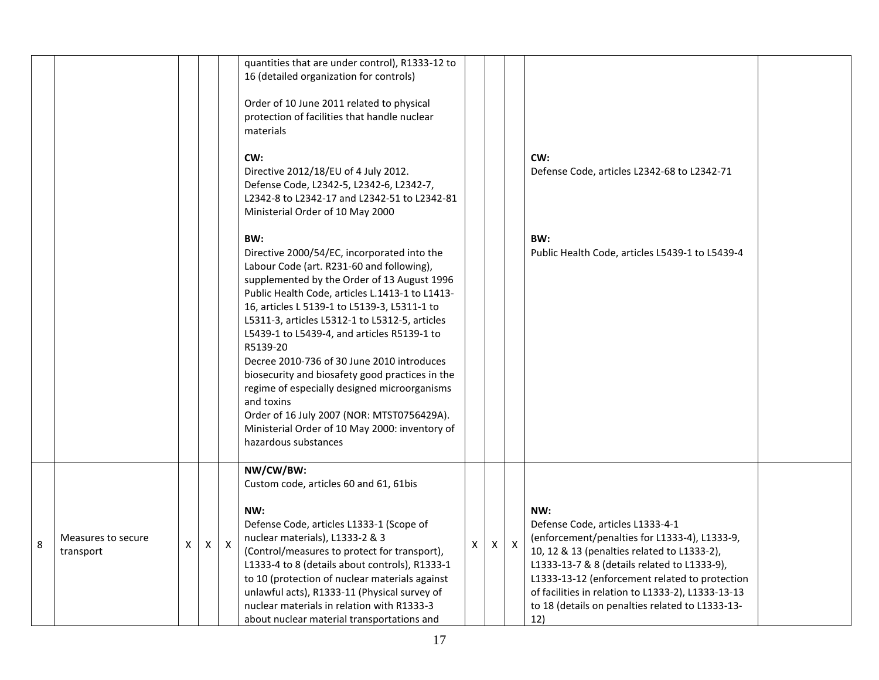| | | | | | | | | | | |
|---|---|---|---|---|---|---|---|---|---|---|
| | | | | | quantities that are under control), R1333-12 to 16 (detailed organization for controls)<br><br>Order of 10 June 2011 related to physical protection of facilities that handle nuclear materials<br><br>**CW:**<br>Directive 2012/18/EU of 4 July 2012.<br>Defense Code, L2342-5, L2342-6, L2342-7, L2342-8 to L2342-17 and L2342-51 to L2342-81<br>Ministerial Order of 10 May 2000<br><br>**BW:**<br>Directive 2000/54/EC, incorporated into the Labour Code (art. R231-60 and following), supplemented by the Order of 13 August 1996<br>Public Health Code, articles L.1413-1 to L1413-16, articles L 5139-1 to L5139-3, L5311-1 to L5311-3, articles L5312-1 to L5312-5, articles L5439-1 to L5439-4, and articles R5139-1 to R5139-20<br>Decree 2010-736 of 30 June 2010 introduces biosecurity and biosafety good practices in the regime of especially designed microorganisms and toxins<br>Order of 16 July 2007 (NOR: MTST0756429A).<br>Ministerial Order of 10 May 2000: inventory of hazardous substances | | | | **CW:**<br>Defense Code, articles L2342-68 to L2342-71<br><br>**BW:**<br>Public Health Code, articles L5439-1 to L5439-4 | |
| 8 | Measures to secure transport | X | X | X | **NW/CW/BW:**<br>Custom code, articles 60 and 61, 61bis<br><br>**NW:**<br>Defense Code, articles L1333-1 (Scope of nuclear materials), L1333-2 & 3 (Control/measures to protect for transport), L1333-4 to 8 (details about controls), R1333-1 to 10 (protection of nuclear materials against unlawful acts), R1333-11 (Physical survey of nuclear materials in relation with R1333-3 about nuclear material transportations and | X | X | X | **NW:**<br>Defense Code, articles L1333-4-1 (enforcement/penalties for L1333-4), L1333-9, 10, 12 & 13 (penalties related to L1333-2), L1333-13-7 & 8 (details related to L1333-9), L1333-13-12 (enforcement related to protection of facilities in relation to L1333-2), L1333-13-13 to 18 (details on penalties related to L1333-13-12) | |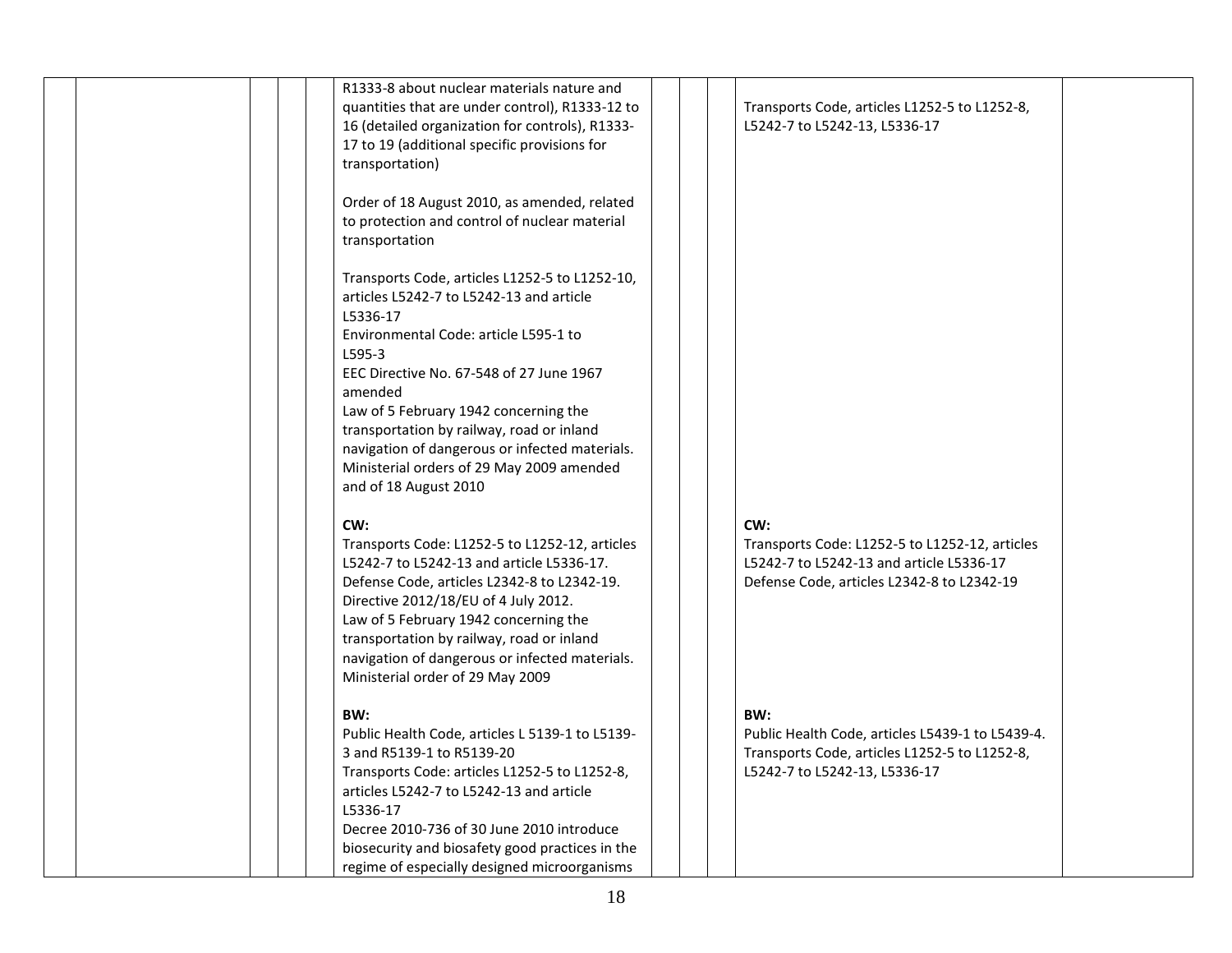| | | | | | | | | | | |
|---|---|---|---|---|---|---|---|---|---|---|
| | | | | | R1333-8 about nuclear materials nature and quantities that are under control), R1333-12 to 16 (detailed organization for controls), R1333-17 to 19 (additional specific provisions for transportation)<br><br>Order of 18 August 2010, as amended, related to protection and control of nuclear material transportation<br><br>Transports Code, articles L1252-5 to L1252-10, articles L5242-7 to L5242-13 and article L5336-17<br>Environmental Code: article L595-1 to L595-3<br>EEC Directive No. 67-548 of 27 June 1967 amended<br>Law of 5 February 1942 concerning the transportation by railway, road or inland navigation of dangerous or infected materials.<br>Ministerial orders of 29 May 2009 amended and of 18 August 2010 | | | | Transports Code, articles L1252-5 to L1252-8, L5242-7 to L5242-13, L5336-17 | |
| | | | | | **CW:**<br>Transports Code: L1252-5 to L1252-12, articles L5242-7 to L5242-13 and article L5336-17.<br>Defense Code, articles L2342-8 to L2342-19.<br>Directive 2012/18/EU of 4 July 2012.<br>Law of 5 February 1942 concerning the transportation by railway, road or inland navigation of dangerous or infected materials.<br>Ministerial order of 29 May 2009 | | | | **CW:**<br>Transports Code: L1252-5 to L1252-12, articles L5242-7 to L5242-13 and article L5336-17<br>Defense Code, articles L2342-8 to L2342-19 | |
| | | | | | **BW:**<br>Public Health Code, articles L 5139-1 to L5139-3 and R5139-1 to R5139-20<br>Transports Code: articles L1252-5 to L1252-8, articles L5242-7 to L5242-13 and article L5336-17<br>Decree 2010-736 of 30 June 2010 introduce biosecurity and biosafety good practices in the regime of especially designed microorganisms | | | | **BW:**<br>Public Health Code, articles L5439-1 to L5439-4.<br>Transports Code, articles L1252-5 to L1252-8, L5242-7 to L5242-13, L5336-17 | |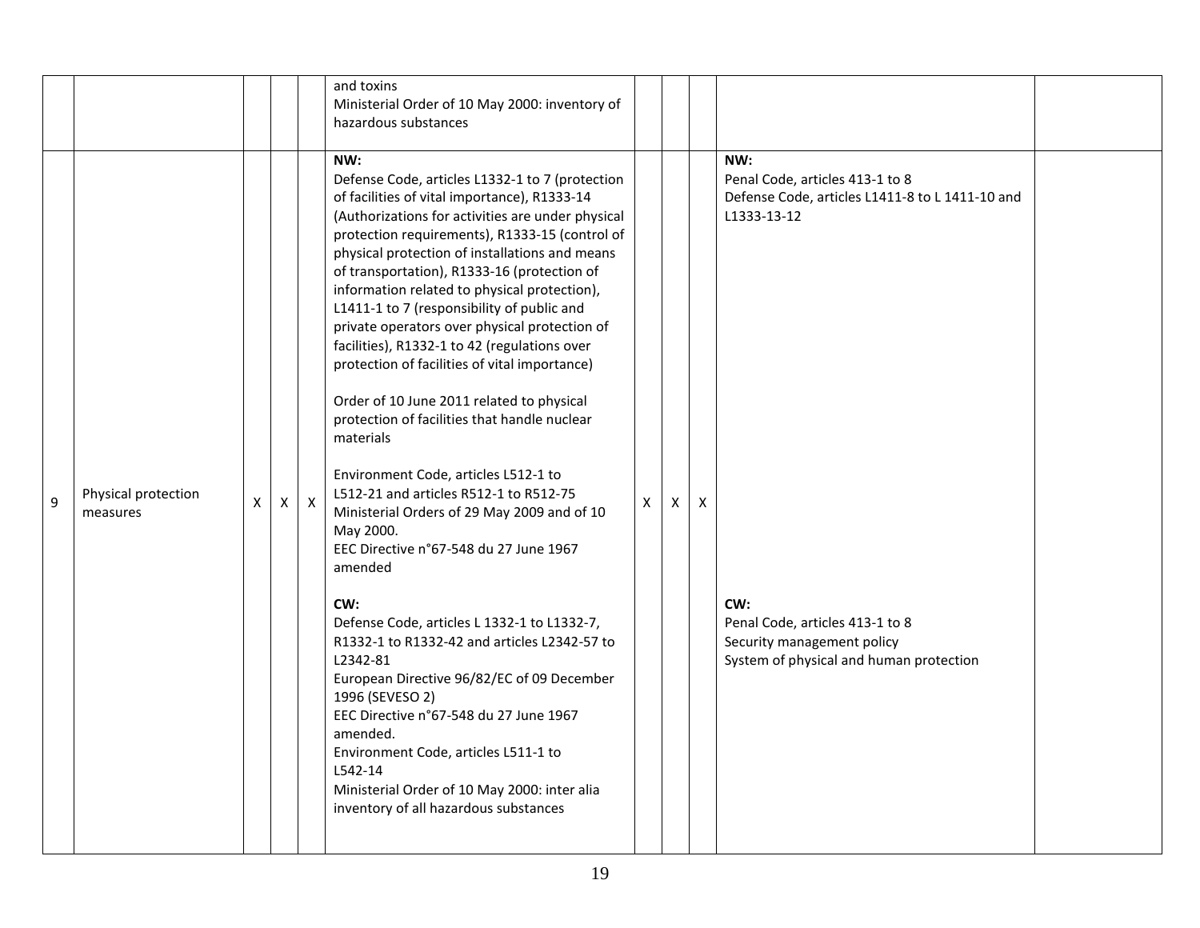|  |  |  |  |  |  |  |  |  |  |  |
|---|---|---|---|---|---|---|---|---|---|---|
|  |  |  |  |  | and toxins<br>Ministerial Order of 10 May 2000: inventory of hazardous substances |  |  |  |  |  |
| 9 | Physical protection measures | X | X | X | **NW:**<br>Defense Code, articles L1332-1 to 7 (protection of facilities of vital importance), R1333-14 (Authorizations for activities are under physical protection requirements), R1333-15 (control of physical protection of installations and means of transportation), R1333-16 (protection of information related to physical protection), L1411-1 to 7 (responsibility of public and private operators over physical protection of facilities), R1332-1 to 42 (regulations over protection of facilities of vital importance)<br><br>Order of 10 June 2011 related to physical protection of facilities that handle nuclear materials<br><br>Environment Code, articles L512-1 to L512-21 and articles R512-1 to R512-75<br>Ministerial Orders of 29 May 2009 and of 10 May 2000.<br>EEC Directive n°67-548 du 27 June 1967 amended<br><br>**CW:**<br>Defense Code, articles L 1332-1 to L1332-7, R1332-1 to R1332-42 and articles L2342-57 to L2342-81<br>European Directive 96/82/EC of 09 December 1996 (SEVESO 2)<br>EEC Directive n°67-548 du 27 June 1967 amended.<br>Environment Code, articles L511-1 to L542-14<br>Ministerial Order of 10 May 2000: inter alia inventory of all hazardous substances | X | X | X | **NW:**<br>Penal Code, articles 413-1 to 8<br>Defense Code, articles L1411-8 to L 1411-10 and L1333-13-12<br><br>**CW:**<br>Penal Code, articles 413-1 to 8<br>Security management policy<br>System of physical and human protection |  |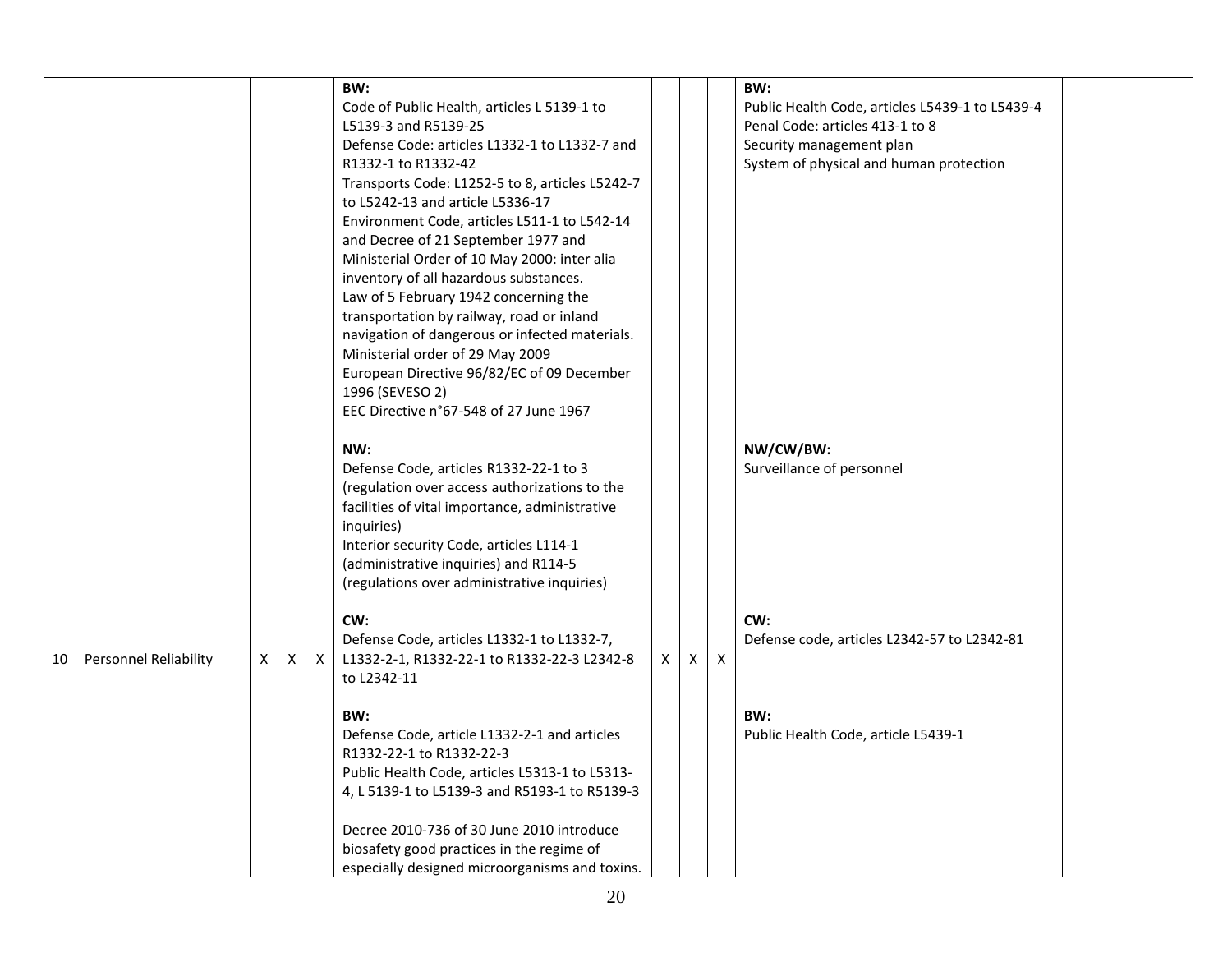| | | | | | | | | | | |
|---|---|---|---|---|---|---|---|---|---|---|
| | | | | | **BW:**<br>Code of Public Health, articles L 5139-1 to L5139-3 and R5139-25<br>Defense Code: articles L1332-1 to L1332-7 and R1332-1 to R1332-42<br>Transports Code: L1252-5 to 8, articles L5242-7 to L5242-13 and article L5336-17<br>Environment Code, articles L511-1 to L542-14 and Decree of 21 September 1977 and Ministerial Order of 10 May 2000: inter alia inventory of all hazardous substances.<br>Law of 5 February 1942 concerning the transportation by railway, road or inland navigation of dangerous or infected materials.<br>Ministerial order of 29 May 2009<br>European Directive 96/82/EC of 09 December 1996 (SEVESO 2)<br>EEC Directive n°67-548 of 27 June 1967 | | | | **BW:**<br>Public Health Code, articles L5439-1 to L5439-4<br>Penal Code: articles 413-1 to 8<br>Security management plan<br>System of physical and human protection | |
| 10 | Personnel Reliability | X | X | X | **NW:**<br>Defense Code, articles R1332-22-1 to 3 (regulation over access authorizations to the facilities of vital importance, administrative inquiries)<br>Interior security Code, articles L114-1 (administrative inquiries) and R114-5 (regulations over administrative inquiries)<br><br>**CW:**<br>Defense Code, articles L1332-1 to L1332-7, L1332-2-1, R1332-22-1 to R1332-22-3 L2342-8 to L2342-11<br><br>**BW:**<br>Defense Code, article L1332-2-1 and articles R1332-22-1 to R1332-22-3<br>Public Health Code, articles L5313-1 to L5313-4, L 5139-1 to L5139-3 and R5193-1 to R5139-3<br><br>Decree 2010-736 of 30 June 2010 introduce biosafety good practices in the regime of especially designed microorganisms and toxins. | X | X | X | **NW/CW/BW:**<br>Surveillance of personnel<br><br>**CW:**<br>Defense code, articles L2342-57 to L2342-81<br><br>**BW:**<br>Public Health Code, article L5439-1 | |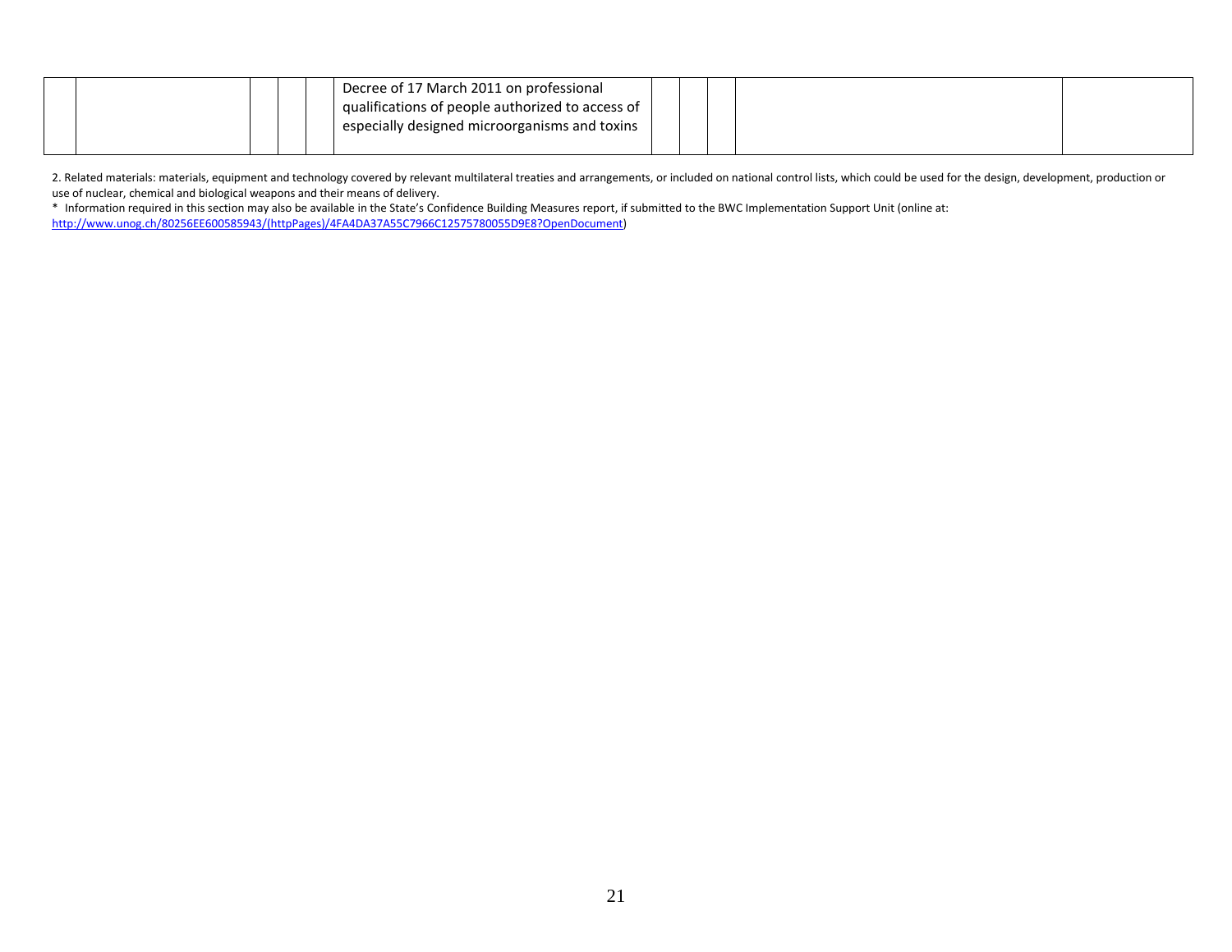| | | | | | | | | | | |
|---|---|---|---|---|---|---|---|---|---|---|
| | | | | Decree of 17 March 2011 on professional qualifications of people authorized to access of especially designed microorganisms and toxins | | | | | | |

2. Related materials: materials, equipment and technology covered by relevant multilateral treaties and arrangements, or included on national control lists, which could be used for the design, development, production or use of nuclear, chemical and biological weapons and their means of delivery.

* Information required in this section may also be available in the State's Confidence Building Measures report, if submitted to the BWC Implementation Support Unit (online at: http://www.unog.ch/80256EE600585943/(httpPages)/4FA4DA37A55C7966C12575780055D9E8?OpenDocument)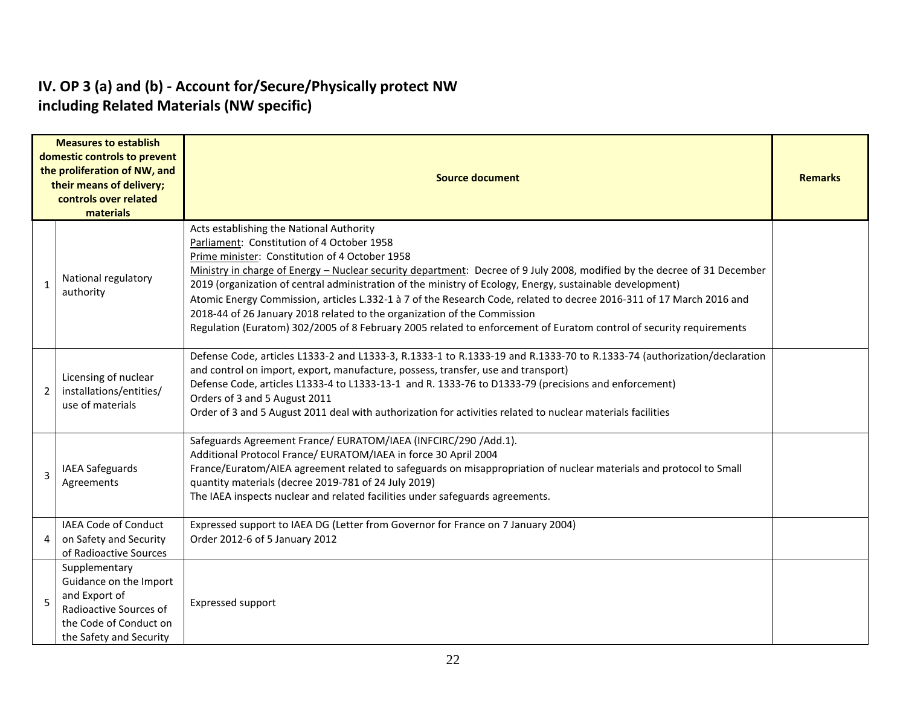## IV. OP 3 (a) and (b) - Account for/Secure/Physically protect NW including Related Materials (NW specific)

| | Measures to establish domestic controls to prevent the proliferation of NW, and their means of delivery; controls over related materials | Source document | Remarks |
|---|---|---|---|
| 1 | National regulatory authority | Acts establishing the National Authority<br>Parliament: Constitution of 4 October 1958<br>Prime minister: Constitution of 4 October 1958<br>Ministry in charge of Energy – Nuclear security department: Decree of 9 July 2008, modified by the decree of 31 December 2019 (organization of central administration of the ministry of Ecology, Energy, sustainable development)<br>Atomic Energy Commission, articles L.332-1 à 7 of the Research Code, related to decree 2016-311 of 17 March 2016 and 2018-44 of 26 January 2018 related to the organization of the Commission<br>Regulation (Euratom) 302/2005 of 8 February 2005 related to enforcement of Euratom control of security requirements | |
| 2 | Licensing of nuclear installations/entities/ use of materials | Defense Code, articles L1333-2 and L1333-3, R.1333-1 to R.1333-19 and R.1333-70 to R.1333-74 (authorization/declaration and control on import, export, manufacture, possess, transfer, use and transport)<br>Defense Code, articles L1333-4 to L1333-13-1 and R. 1333-76 to D1333-79 (precisions and enforcement)<br>Orders of 3 and 5 August 2011<br>Order of 3 and 5 August 2011 deal with authorization for activities related to nuclear materials facilities | |
| 3 | IAEA Safeguards Agreements | Safeguards Agreement France/ EURATOM/IAEA (INFCIRC/290 /Add.1).<br>Additional Protocol France/ EURATOM/IAEA in force 30 April 2004<br>France/Euratom/AIEA agreement related to safeguards on misappropriation of nuclear materials and protocol to Small quantity materials (decree 2019-781 of 24 July 2019)<br>The IAEA inspects nuclear and related facilities under safeguards agreements. | |
| 4 | IAEA Code of Conduct on Safety and Security of Radioactive Sources | Expressed support to IAEA DG (Letter from Governor for France on 7 January 2004)<br>Order 2012-6 of 5 January 2012 | |
| 5 | Supplementary Guidance on the Import and Export of Radioactive Sources of the Code of Conduct on the Safety and Security | Expressed support | |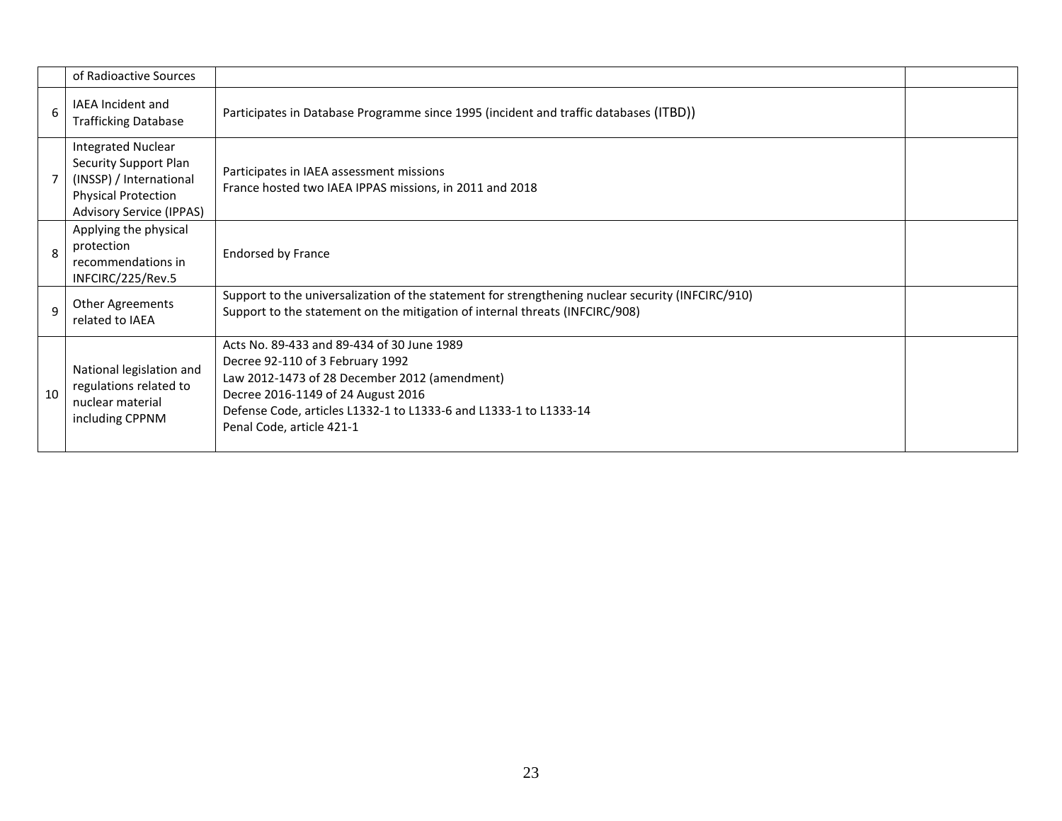| | | | |
|---|---|---|---|
| | of Radioactive Sources | | |
| 6 | IAEA Incident and Trafficking Database | Participates in Database Programme since 1995 (incident and traffic databases (ITBD)) | |
| 7 | Integrated Nuclear Security Support Plan (INSSP) / International Physical Protection Advisory Service (IPPAS) | Participates in IAEA assessment missions<br>France hosted two IAEA IPPAS missions, in 2011 and 2018 | |
| 8 | Applying the physical protection recommendations in INFCIRC/225/Rev.5 | Endorsed by France | |
| 9 | Other Agreements related to IAEA | Support to the universalization of the statement for strengthening nuclear security (INFCIRC/910)<br>Support to the statement on the mitigation of internal threats (INFCIRC/908) | |
| 10 | National legislation and regulations related to nuclear material including CPPNM | Acts No. 89-433 and 89-434 of 30 June 1989<br>Decree 92-110 of 3 February 1992<br>Law 2012-1473 of 28 December 2012 (amendment)<br>Decree 2016-1149 of 24 August 2016<br>Defense Code, articles L1332-1 to L1333-6 and L1333-1 to L1333-14<br>Penal Code, article 421-1 | |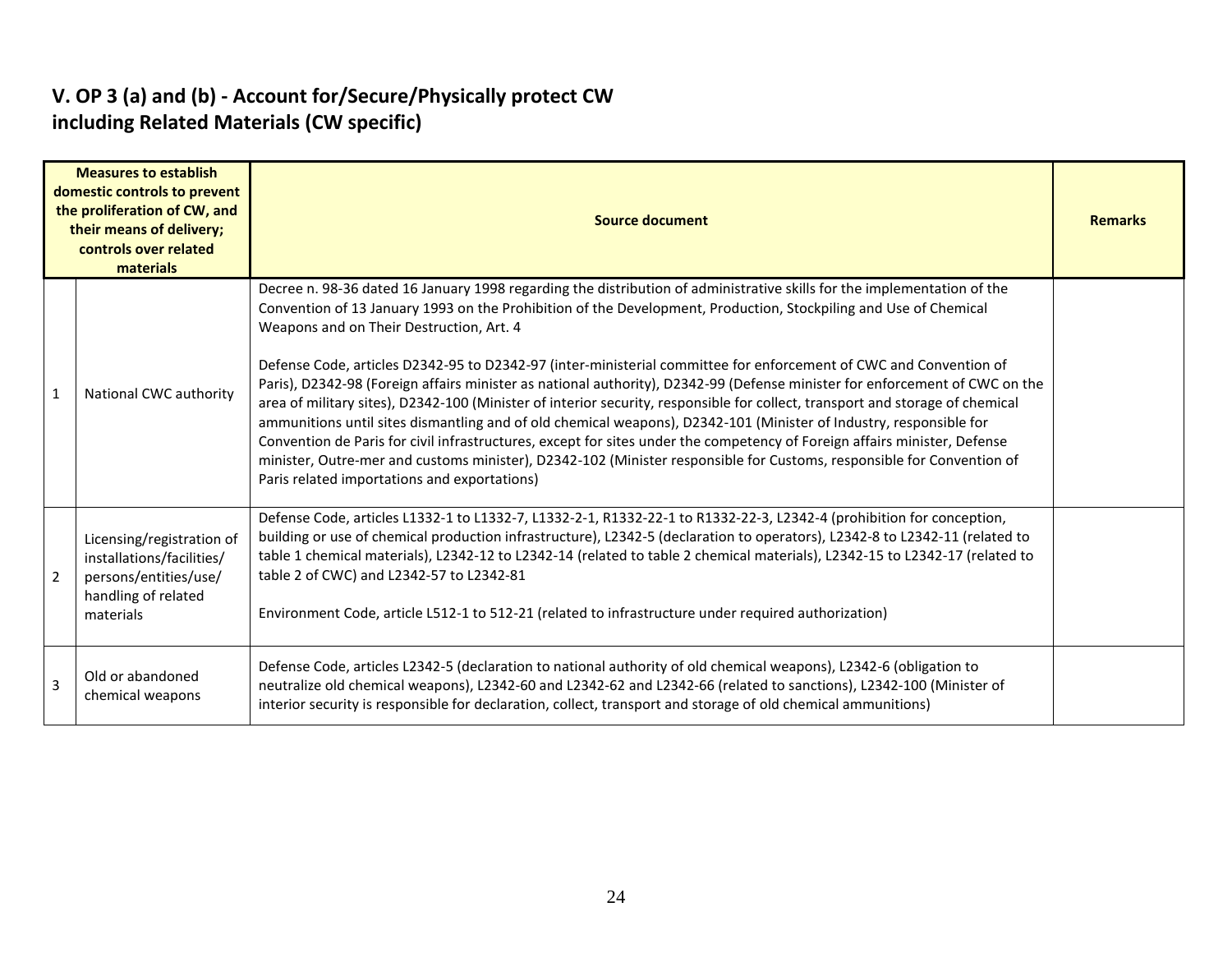## V. OP 3 (a) and (b) - Account for/Secure/Physically protect CW including Related Materials (CW specific)

| Measures to establish domestic controls to prevent the proliferation of CW, and their means of delivery; controls over related materials | | Source document | Remarks |
|---|---|---|---|
| 1 | National CWC authority | Decree n. 98-36 dated 16 January 1998 regarding the distribution of administrative skills for the implementation of the Convention of 13 January 1993 on the Prohibition of the Development, Production, Stockpiling and Use of Chemical Weapons and on Their Destruction, Art. 4<br><br>Defense Code, articles D2342-95 to D2342-97 (inter-ministerial committee for enforcement of CWC and Convention of Paris), D2342-98 (Foreign affairs minister as national authority), D2342-99 (Defense minister for enforcement of CWC on the area of military sites), D2342-100 (Minister of interior security, responsible for collect, transport and storage of chemical ammunitions until sites dismantling and of old chemical weapons), D2342-101 (Minister of Industry, responsible for Convention de Paris for civil infrastructures, except for sites under the competency of Foreign affairs minister, Defense minister, Outre-mer and customs minister), D2342-102 (Minister responsible for Customs, responsible for Convention of Paris related importations and exportations) | |
| 2 | Licensing/registration of installations/facilities/ persons/entities/use/ handling of related materials | Defense Code, articles L1332-1 to L1332-7, L1332-2-1, R1332-22-1 to R1332-22-3, L2342-4 (prohibition for conception, building or use of chemical production infrastructure), L2342-5 (declaration to operators), L2342-8 to L2342-11 (related to table 1 chemical materials), L2342-12 to L2342-14 (related to table 2 chemical materials), L2342-15 to L2342-17 (related to table 2 of CWC) and L2342-57 to L2342-81<br><br>Environment Code, article L512-1 to 512-21 (related to infrastructure under required authorization) | |
| 3 | Old or abandoned chemical weapons | Defense Code, articles L2342-5 (declaration to national authority of old chemical weapons), L2342-6 (obligation to neutralize old chemical weapons), L2342-60 and L2342-62 and L2342-66 (related to sanctions), L2342-100 (Minister of interior security is responsible for declaration, collect, transport and storage of old chemical ammunitions) | |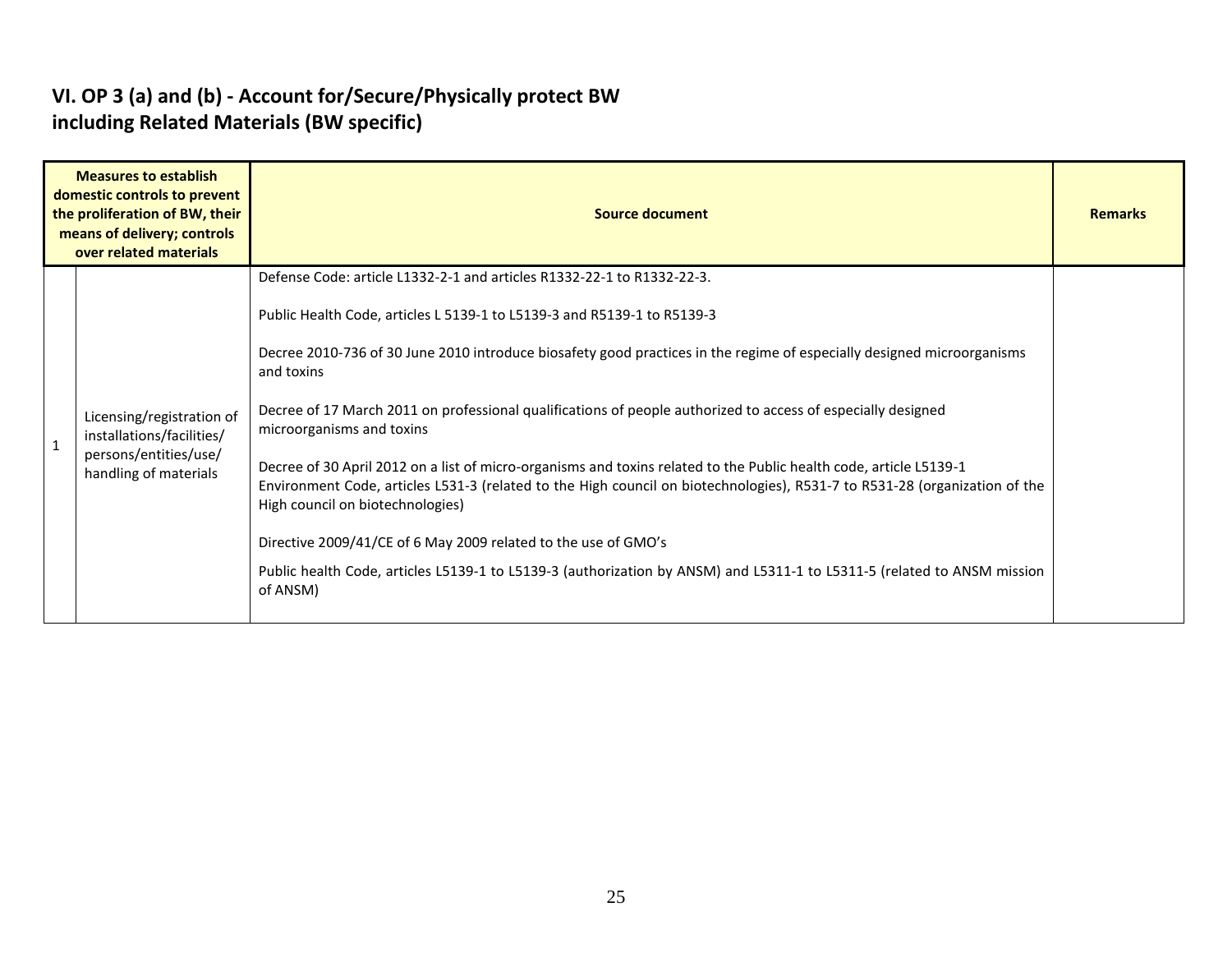## VI. OP 3 (a) and (b) - Account for/Secure/Physically protect BW including Related Materials (BW specific)

| Measures to establish domestic controls to prevent the proliferation of BW, their means of delivery; controls over related materials | | Source document | Remarks |
|---|---|---|---|
| 1 | Licensing/registration of installations/facilities/ persons/entities/use/ handling of materials | Defense Code: article L1332-2-1 and articles R1332-22-1 to R1332-22-3.<br><br>Public Health Code, articles L 5139-1 to L5139-3 and R5139-1 to R5139-3<br><br>Decree 2010-736 of 30 June 2010 introduce biosafety good practices in the regime of especially designed microorganisms and toxins<br><br>Decree of 17 March 2011 on professional qualifications of people authorized to access of especially designed microorganisms and toxins<br><br>Decree of 30 April 2012 on a list of micro-organisms and toxins related to the Public health code, article L5139-1<br>Environment Code, articles L531-3 (related to the High council on biotechnologies), R531-7 to R531-28 (organization of the High council on biotechnologies)<br><br>Directive 2009/41/CE of 6 May 2009 related to the use of GMO's<br><br>Public health Code, articles L5139-1 to L5139-3 (authorization by ANSM) and L5311-1 to L5311-5 (related to ANSM mission of ANSM) | |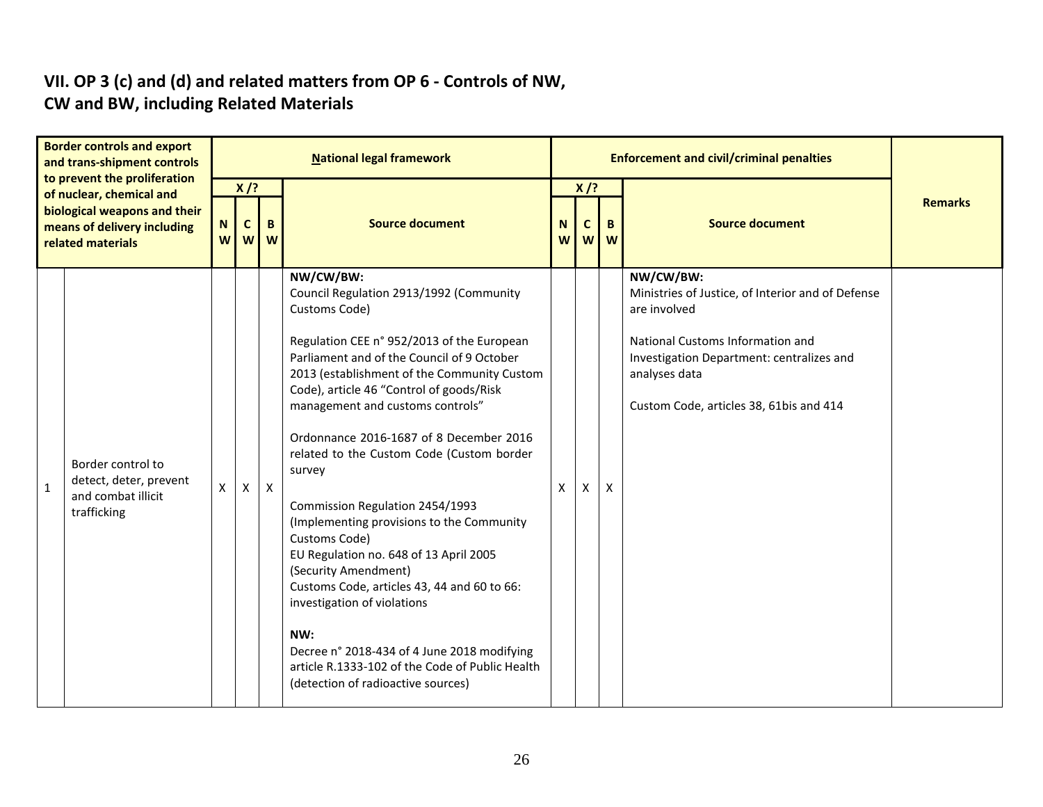## VII. OP 3 (c) and (d) and related matters from OP 6 - Controls of NW, CW and BW, including Related Materials

| Border controls and export and trans-shipment controls to prevent the proliferation of nuclear, chemical and biological weapons and their means of delivery including related materials | | National legal framework | | | | Enforcement and civil/criminal penalties | | | | Remarks |
|---|---|---|---|---|---|---|---|---|---|---|
| | | X /? | | | Source document | X /? | | | Source document | |
| | | NW | CW | BW | | NW | CW | BW | | |
| 1 | Border control to detect, deter, prevent and combat illicit trafficking | X | X | X | **NW/CW/BW:**<br>Council Regulation 2913/1992 (Community Customs Code)<br><br>Regulation CEE n° 952/2013 of the European Parliament and of the Council of 9 October 2013 (establishment of the Community Custom Code), article 46 "Control of goods/Risk management and customs controls"<br><br>Ordonnance 2016-1687 of 8 December 2016 related to the Custom Code (Custom border survey<br><br>Commission Regulation 2454/1993 (Implementing provisions to the Community Customs Code)<br>EU Regulation no. 648 of 13 April 2005 (Security Amendment)<br>Customs Code, articles 43, 44 and 60 to 66: investigation of violations<br><br>**NW:**<br>Decree n° 2018-434 of 4 June 2018 modifying article R.1333-102 of the Code of Public Health (detection of radioactive sources) | X | X | X | **NW/CW/BW:**<br>Ministries of Justice, of Interior and of Defense are involved<br><br>National Customs Information and Investigation Department: centralizes and analyses data<br><br>Custom Code, articles 38, 61bis and 414 | |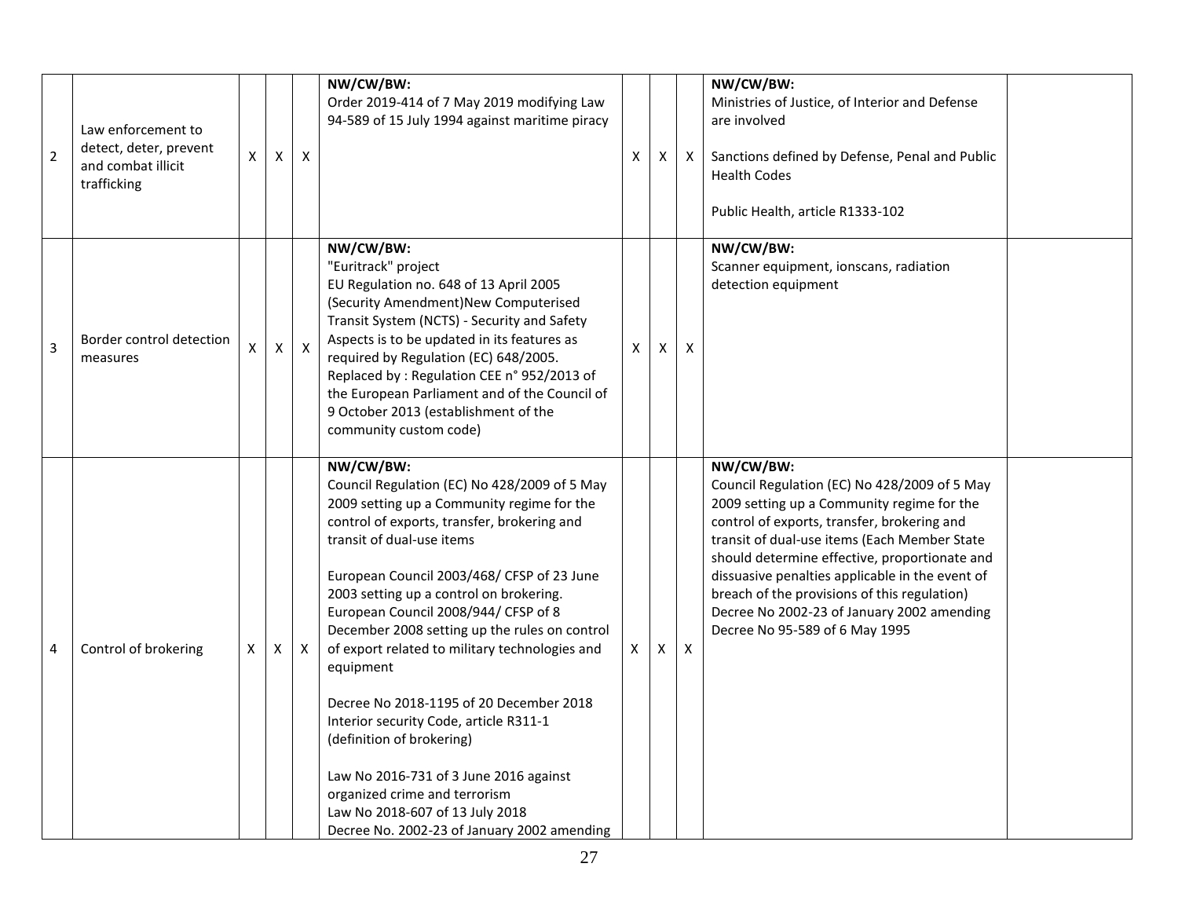| 2 | Law enforcement to detect, deter, prevent and combat illicit trafficking | X | X | X | **NW/CW/BW:**<br>Order 2019-414 of 7 May 2019 modifying Law 94-589 of 15 July 1994 against maritime piracy | X | X | X | **NW/CW/BW:**<br>Ministries of Justice, of Interior and Defense are involved<br><br>Sanctions defined by Defense, Penal and Public Health Codes<br><br>Public Health, article R1333-102 | |
|---|---|---|---|---|---|---|---|---|---|---|
| 3 | Border control detection measures | X | X | X | **NW/CW/BW:**<br>"Euritrack" project<br>EU Regulation no. 648 of 13 April 2005 (Security Amendment)New Computerised Transit System (NCTS) - Security and Safety Aspects is to be updated in its features as required by Regulation (EC) 648/2005.<br>Replaced by : Regulation CEE n° 952/2013 of the European Parliament and of the Council of 9 October 2013 (establishment of the community custom code) | X | X | X | **NW/CW/BW:**<br>Scanner equipment, ionscans, radiation detection equipment | |
| 4 | Control of brokering | X | X | X | **NW/CW/BW:**<br>Council Regulation (EC) No 428/2009 of 5 May 2009 setting up a Community regime for the control of exports, transfer, brokering and transit of dual-use items<br><br>European Council 2003/468/ CFSP of 23 June 2003 setting up a control on brokering.<br>European Council 2008/944/ CFSP of 8 December 2008 setting up the rules on control of export related to military technologies and equipment<br><br>Decree No 2018-1195 of 20 December 2018 Interior security Code, article R311-1 (definition of brokering)<br><br>Law No 2016-731 of 3 June 2016 against organized crime and terrorism<br>Law No 2018-607 of 13 July 2018<br>Decree No. 2002-23 of January 2002 amending | X | X | X | **NW/CW/BW:**<br>Council Regulation (EC) No 428/2009 of 5 May 2009 setting up a Community regime for the control of exports, transfer, brokering and transit of dual-use items (Each Member State should determine effective, proportionate and dissuasive penalties applicable in the event of breach of the provisions of this regulation)<br>Decree No 2002-23 of January 2002 amending Decree No 95-589 of 6 May 1995 | |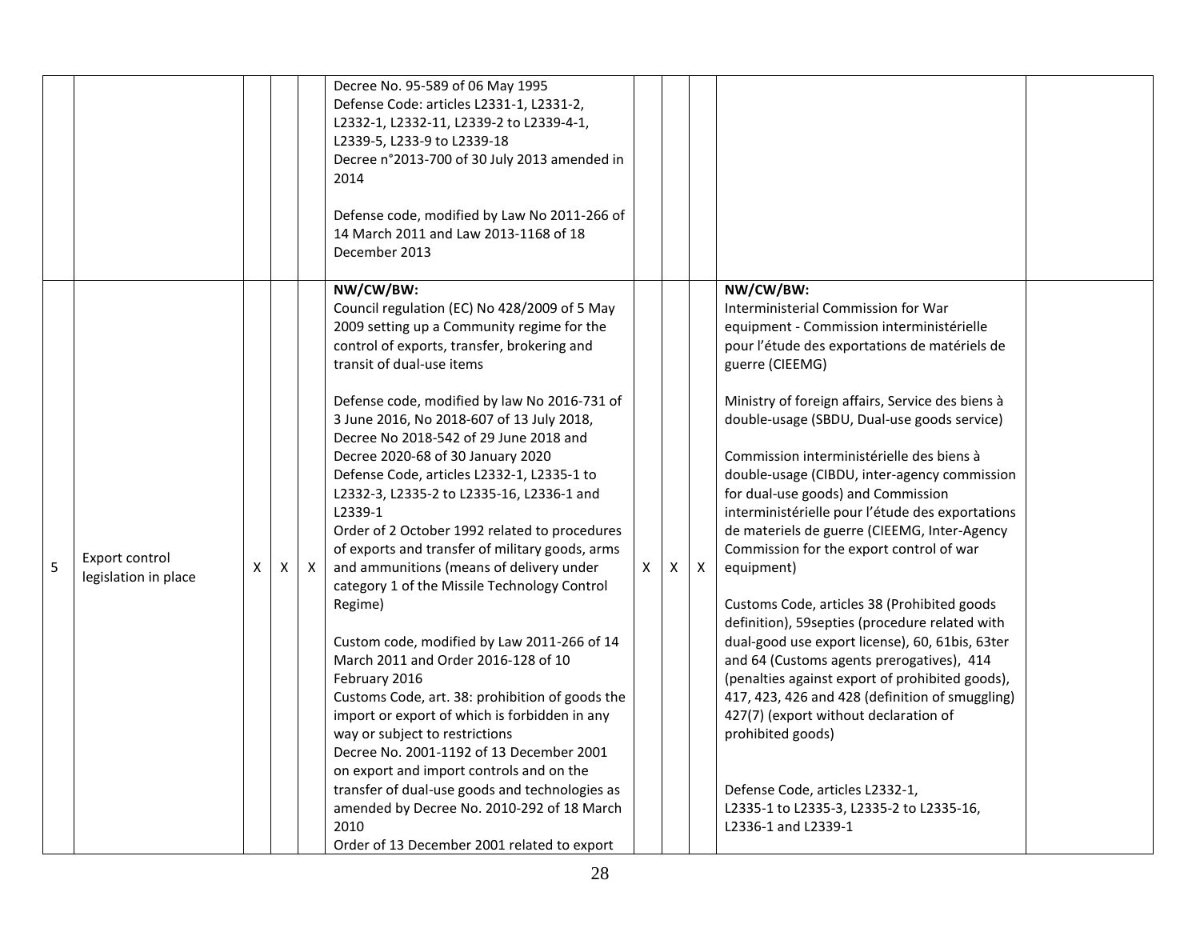| | | | | | | | | | | |
|---|---|---|---|---|---|---|---|---|---|---|
| | | | | | Decree No. 95-589 of 06 May 1995<br>Defense Code: articles L2331-1, L2331-2, L2332-1, L2332-11, L2339-2 to L2339-4-1, L2339-5, L233-9 to L2339-18<br>Decree n°2013-700 of 30 July 2013 amended in 2014<br><br>Defense code, modified by Law No 2011-266 of 14 March 2011 and Law 2013-1168 of 18 December 2013 | | | | | |
| 5 | Export control legislation in place | X | X | X | **NW/CW/BW:**<br>Council regulation (EC) No 428/2009 of 5 May 2009 setting up a Community regime for the control of exports, transfer, brokering and transit of dual-use items<br><br>Defense code, modified by law No 2016-731 of 3 June 2016, No 2018-607 of 13 July 2018, Decree No 2018-542 of 29 June 2018 and Decree 2020-68 of 30 January 2020<br>Defense Code, articles L2332-1, L2335-1 to L2332-3, L2335-2 to L2335-16, L2336-1 and L2339-1<br>Order of 2 October 1992 related to procedures of exports and transfer of military goods, arms and ammunitions (means of delivery under category 1 of the Missile Technology Control Regime)<br><br>Custom code, modified by Law 2011-266 of 14 March 2011 and Order 2016-128 of 10 February 2016<br>Customs Code, art. 38: prohibition of goods the import or export of which is forbidden in any way or subject to restrictions<br>Decree No. 2001-1192 of 13 December 2001 on export and import controls and on the transfer of dual-use goods and technologies as amended by Decree No. 2010-292 of 18 March 2010<br>Order of 13 December 2001 related to export | X | X | X | **NW/CW/BW:**<br>Interministerial Commission for War equipment - Commission interministérielle pour l'étude des exportations de matériels de guerre (CIEEMG)<br><br>Ministry of foreign affairs, Service des biens à double-usage (SBDU, Dual-use goods service)<br><br>Commission interministérielle des biens à double-usage (CIBDU, inter-agency commission for dual-use goods) and Commission interministérielle pour l'étude des exportations de materiels de guerre (CIEEMG, Inter-Agency Commission for the export control of war equipment)<br><br>Customs Code, articles 38 (Prohibited goods definition), 59septies (procedure related with dual-good use export license), 60, 61bis, 63ter and 64 (Customs agents prerogatives), 414 (penalties against export of prohibited goods), 417, 423, 426 and 428 (definition of smuggling) 427(7) (export without declaration of prohibited goods)<br><br>Defense Code, articles L2332-1, L2335-1 to L2335-3, L2335-2 to L2335-16, L2336-1 and L2339-1 | |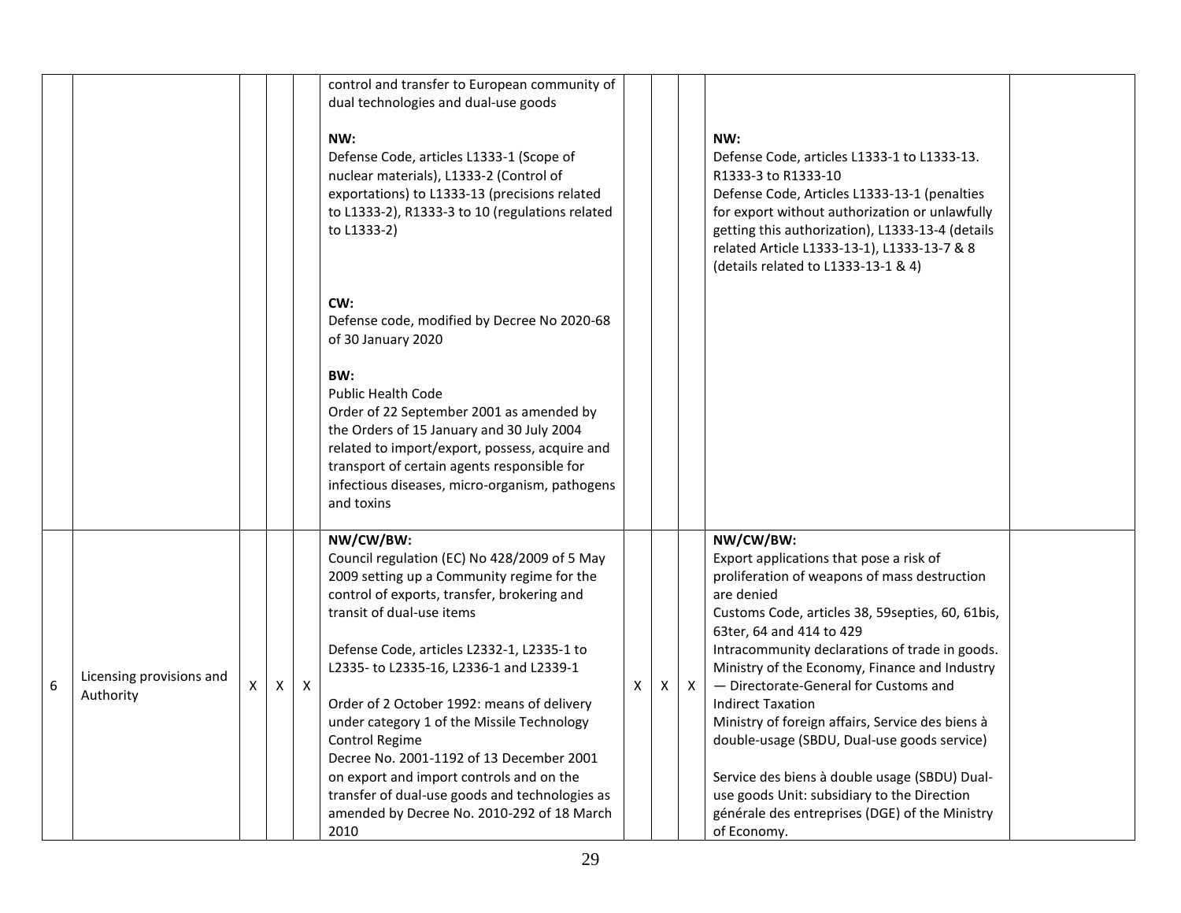| | | | | | | | | | | |
|---|---|---|---|---|---|---|---|---|---|---|
| | | | | | control and transfer to European community of dual technologies and dual-use goods<br><br>**NW:**<br>Defense Code, articles L1333-1 (Scope of nuclear materials), L1333-2 (Control of exportations) to L1333-13 (precisions related to L1333-2), R1333-3 to 10 (regulations related to L1333-2)<br><br>**CW:**<br>Defense code, modified by Decree No 2020-68 of 30 January 2020<br><br>**BW:**<br>Public Health Code<br>Order of 22 September 2001 as amended by the Orders of 15 January and 30 July 2004 related to import/export, possess, acquire and transport of certain agents responsible for infectious diseases, micro-organism, pathogens and toxins | | | | **NW:**<br>Defense Code, articles L1333-1 to L1333-13. R1333-3 to R1333-10<br>Defense Code, Articles L1333-13-1 (penalties for export without authorization or unlawfully getting this authorization), L1333-13-4 (details related Article L1333-13-1), L1333-13-7 & 8 (details related to L1333-13-1 & 4) | |
| 6 | Licensing provisions and Authority | X | X | X | **NW/CW/BW:**<br>Council regulation (EC) No 428/2009 of 5 May 2009 setting up a Community regime for the control of exports, transfer, brokering and transit of dual-use items<br><br>Defense Code, articles L2332-1, L2335-1 to L2335- to L2335-16, L2336-1 and L2339-1<br><br>Order of 2 October 1992: means of delivery under category 1 of the Missile Technology Control Regime<br>Decree No. 2001-1192 of 13 December 2001 on export and import controls and on the transfer of dual-use goods and technologies as amended by Decree No. 2010-292 of 18 March 2010 | X | X | X | **NW/CW/BW:**<br>Export applications that pose a risk of proliferation of weapons of mass destruction are denied<br>Customs Code, articles 38, 59septies, 60, 61bis, 63ter, 64 and 414 to 429<br>Intracommunity declarations of trade in goods.<br>Ministry of the Economy, Finance and Industry — Directorate-General for Customs and Indirect Taxation<br>Ministry of foreign affairs, Service des biens à double-usage (SBDU, Dual-use goods service)<br><br>Service des biens à double usage (SBDU) Dual-use goods Unit: subsidiary to the Direction générale des entreprises (DGE) of the Ministry of Economy. | |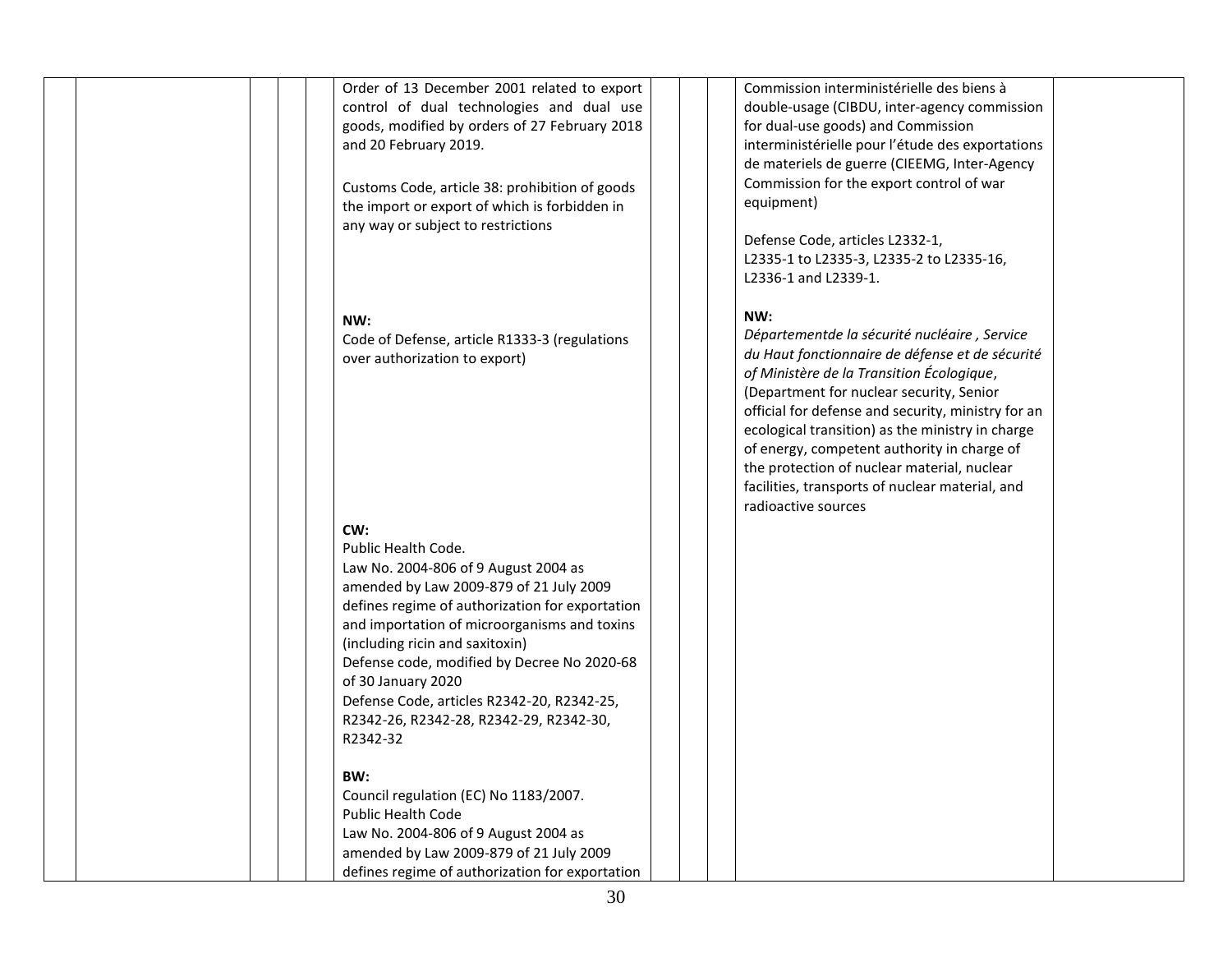| | | | | | | | | | |
|---|---|---|---|---|---|---|---|---|---|
| | | | | Order of 13 December 2001 related to export control of dual technologies and dual use goods, modified by orders of 27 February 2018 and 20 February 2019.<br><br>Customs Code, article 38: prohibition of goods the import or export of which is forbidden in any way or subject to restrictions<br><br>**NW:**<br>Code of Defense, article R1333-3 (regulations over authorization to export)<br><br>**CW:**<br>Public Health Code.<br>Law No. 2004-806 of 9 August 2004 as amended by Law 2009-879 of 21 July 2009 defines regime of authorization for exportation and importation of microorganisms and toxins (including ricin and saxitoxin)<br>Defense code, modified by Decree No 2020-68 of 30 January 2020<br>Defense Code, articles R2342-20, R2342-25, R2342-26, R2342-28, R2342-29, R2342-30, R2342-32<br><br>**BW:**<br>Council regulation (EC) No 1183/2007.<br>Public Health Code<br>Law No. 2004-806 of 9 August 2004 as amended by Law 2009-879 of 21 July 2009 defines regime of authorization for exportation | | | | Commission interministérielle des biens à double-usage (CIBDU, inter-agency commission for dual-use goods) and Commission interministérielle pour l'étude des exportations de materiels de guerre (CIEEMG, Inter-Agency Commission for the export control of war equipment)<br><br>Defense Code, articles L2332-1, L2335-1 to L2335-3, L2335-2 to L2335-16, L2336-1 and L2339-1.<br><br>**NW:**<br>*Départementde la sécurité nucléaire , Service du Haut fonctionnaire de défense et de sécurité of Ministère de la Transition Écologique*, (Department for nuclear security, Senior official for defense and security, ministry for an ecological transition) as the ministry in charge of energy, competent authority in charge of the protection of nuclear material, nuclear facilities, transports of nuclear material, and radioactive sources | |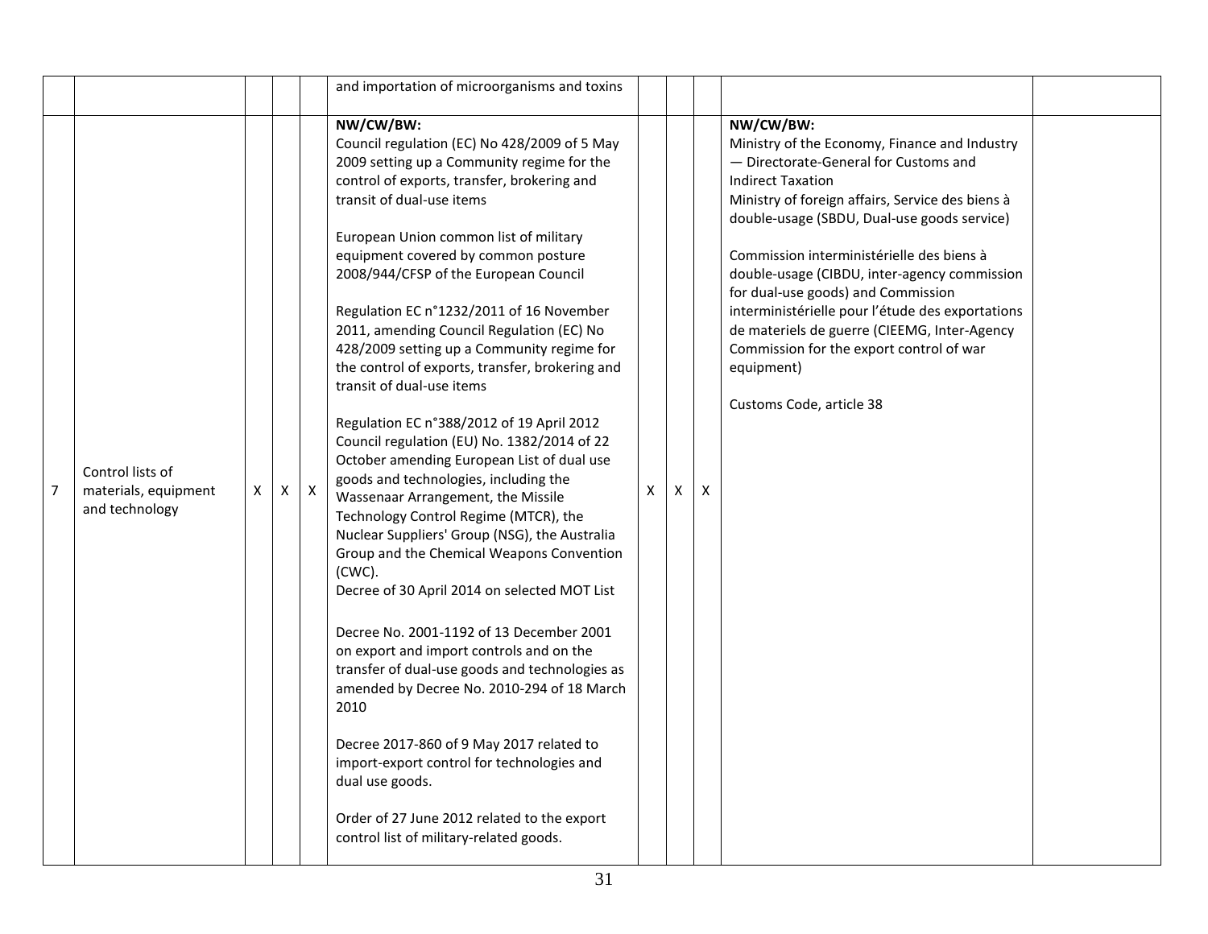| | | | | | | | | | | |
|---|---|---|---|---|---|---|---|---|---|---|
| | | | | | and importation of microorganisms and toxins | | | | | |
| 7 | Control lists of materials, equipment and technology | X | X | X | **NW/CW/BW:**<br>Council regulation (EC) No 428/2009 of 5 May 2009 setting up a Community regime for the control of exports, transfer, brokering and transit of dual-use items<br><br>European Union common list of military equipment covered by common posture 2008/944/CFSP of the European Council<br><br>Regulation EC n°1232/2011 of 16 November 2011, amending Council Regulation (EC) No 428/2009 setting up a Community regime for the control of exports, transfer, brokering and transit of dual-use items<br><br>Regulation EC n°388/2012 of 19 April 2012 Council regulation (EU) No. 1382/2014 of 22 October amending European List of dual use goods and technologies, including the Wassenaar Arrangement, the Missile Technology Control Regime (MTCR), the Nuclear Suppliers' Group (NSG), the Australia Group and the Chemical Weapons Convention (CWC).<br>Decree of 30 April 2014 on selected MOT List<br><br>Decree No. 2001-1192 of 13 December 2001 on export and import controls and on the transfer of dual-use goods and technologies as amended by Decree No. 2010-294 of 18 March 2010<br><br>Decree 2017-860 of 9 May 2017 related to import-export control for technologies and dual use goods.<br><br>Order of 27 June 2012 related to the export control list of military-related goods. | X | X | X | **NW/CW/BW:**<br>Ministry of the Economy, Finance and Industry — Directorate-General for Customs and Indirect Taxation<br>Ministry of foreign affairs, Service des biens à double-usage (SBDU, Dual-use goods service)<br><br>Commission interministérielle des biens à double-usage (CIBDU, inter-agency commission for dual-use goods) and Commission interministérielle pour l'étude des exportations de materiels de guerre (CIEEMG, Inter-Agency Commission for the export control of war equipment)<br><br>Customs Code, article 38 | |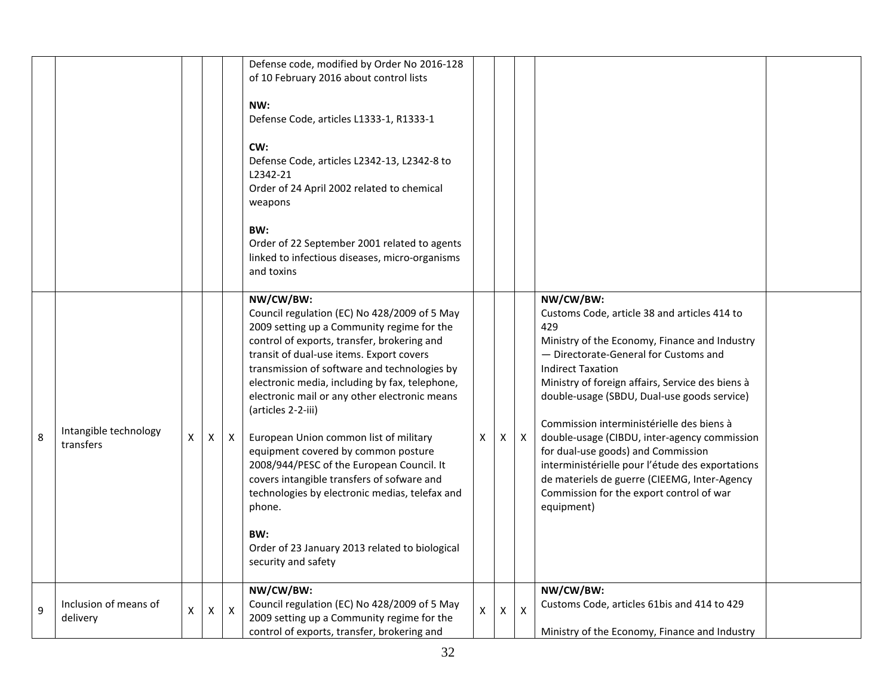| | | | | | | | | | | |
|---|---|---|---|---|---|---|---|---|---|---|
| | | | | | Defense code, modified by Order No 2016-128 of 10 February 2016 about control lists<br><br>**NW:**<br>Defense Code, articles L1333-1, R1333-1<br><br>**CW:**<br>Defense Code, articles L2342-13, L2342-8 to L2342-21<br>Order of 24 April 2002 related to chemical weapons<br><br>**BW:**<br>Order of 22 September 2001 related to agents linked to infectious diseases, micro-organisms and toxins | | | | | |
| 8 | Intangible technology transfers | X | X | X | **NW/CW/BW:**<br>Council regulation (EC) No 428/2009 of 5 May 2009 setting up a Community regime for the control of exports, transfer, brokering and transit of dual-use items. Export covers transmission of software and technologies by electronic media, including by fax, telephone, electronic mail or any other electronic means (articles 2-2-iii)<br><br>European Union common list of military equipment covered by common posture 2008/944/PESC of the European Council. It covers intangible transfers of sofware and technologies by electronic medias, telefax and phone.<br><br>**BW:**<br>Order of 23 January 2013 related to biological security and safety | X | X | X | **NW/CW/BW:**<br>Customs Code, article 38 and articles 414 to 429<br>Ministry of the Economy, Finance and Industry — Directorate-General for Customs and Indirect Taxation<br>Ministry of foreign affairs, Service des biens à double-usage (SBDU, Dual-use goods service)<br><br>Commission interministérielle des biens à double-usage (CIBDU, inter-agency commission for dual-use goods) and Commission interministérielle pour l'étude des exportations de materiels de guerre (CIEEMG, Inter-Agency Commission for the export control of war equipment) | |
| 9 | Inclusion of means of delivery | X | X | X | **NW/CW/BW:**<br>Council regulation (EC) No 428/2009 of 5 May 2009 setting up a Community regime for the control of exports, transfer, brokering and | X | X | X | **NW/CW/BW:**<br>Customs Code, articles 61bis and 414 to 429<br><br>Ministry of the Economy, Finance and Industry | |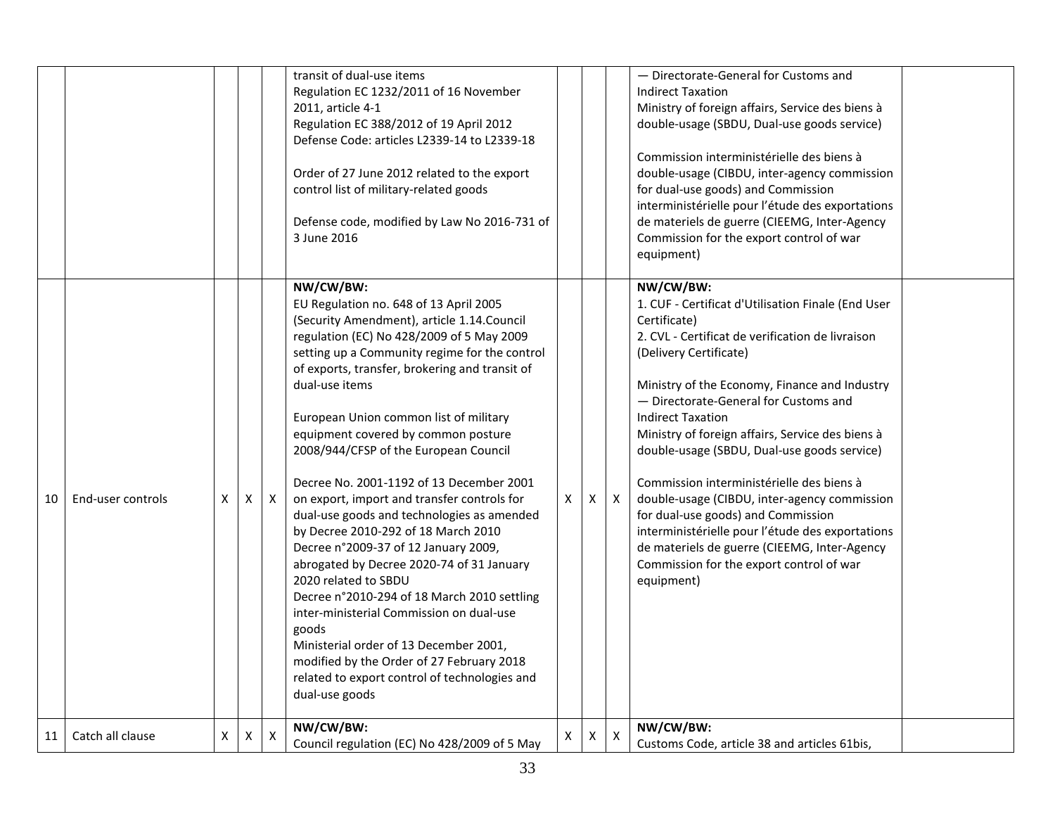| | | | | | | | | | | |
|---|---|---|---|---|---|---|---|---|---|---|
| | | | | | transit of dual-use items<br>Regulation EC 1232/2011 of 16 November 2011, article 4-1<br>Regulation EC 388/2012 of 19 April 2012<br>Defense Code: articles L2339-14 to L2339-18<br><br>Order of 27 June 2012 related to the export control list of military-related goods<br><br>Defense code, modified by Law No 2016-731 of 3 June 2016 | | | | — Directorate-General for Customs and Indirect Taxation<br>Ministry of foreign affairs, Service des biens à double-usage (SBDU, Dual-use goods service)<br><br>Commission interministérielle des biens à double-usage (CIBDU, inter-agency commission for dual-use goods) and Commission interministérielle pour l'étude des exportations de materiels de guerre (CIEEMG, Inter-Agency Commission for the export control of war equipment) | |
| 10 | End-user controls | X | X | X | **NW/CW/BW:**<br>EU Regulation no. 648 of 13 April 2005 (Security Amendment), article 1.14.Council regulation (EC) No 428/2009 of 5 May 2009 setting up a Community regime for the control of exports, transfer, brokering and transit of dual-use items<br><br>European Union common list of military equipment covered by common posture 2008/944/CFSP of the European Council<br><br>Decree No. 2001-1192 of 13 December 2001 on export, import and transfer controls for dual-use goods and technologies as amended by Decree 2010-292 of 18 March 2010<br>Decree n°2009-37 of 12 January 2009, abrogated by Decree 2020-74 of 31 January 2020 related to SBDU<br>Decree n°2010-294 of 18 March 2010 settling inter-ministerial Commission on dual-use goods<br>Ministerial order of 13 December 2001, modified by the Order of 27 February 2018 related to export control of technologies and dual-use goods | X | X | X | **NW/CW/BW:**<br>1. CUF - Certificat d'Utilisation Finale (End User Certificate)<br>2. CVL - Certificat de verification de livraison (Delivery Certificate)<br><br>Ministry of the Economy, Finance and Industry — Directorate-General for Customs and Indirect Taxation<br>Ministry of foreign affairs, Service des biens à double-usage (SBDU, Dual-use goods service)<br><br>Commission interministérielle des biens à double-usage (CIBDU, inter-agency commission for dual-use goods) and Commission interministérielle pour l'étude des exportations de materiels de guerre (CIEEMG, Inter-Agency Commission for the export control of war equipment) | |
| 11 | Catch all clause | X | X | X | **NW/CW/BW:**<br>Council regulation (EC) No 428/2009 of 5 May | X | X | X | **NW/CW/BW:**<br>Customs Code, article 38 and articles 61bis, | |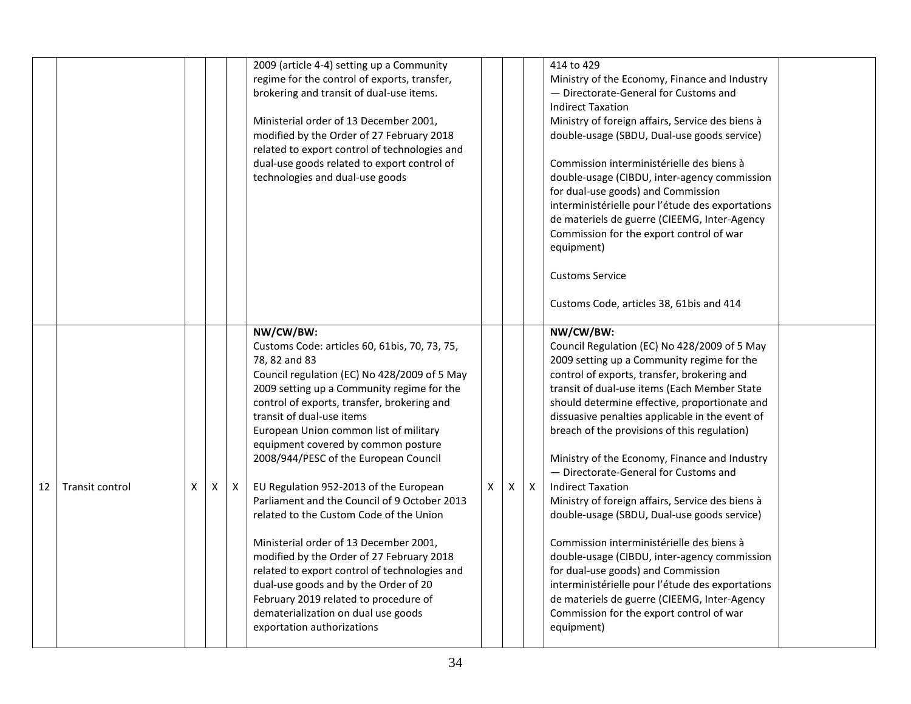| | | | | | | | | | | |
|---|---|---|---|---|---|---|---|---|---|---|
| | | | | | 2009 (article 4-4) setting up a Community regime for the control of exports, transfer, brokering and transit of dual-use items.<br><br>Ministerial order of 13 December 2001, modified by the Order of 27 February 2018 related to export control of technologies and dual-use goods related to export control of technologies and dual-use goods | | | | 414 to 429<br>Ministry of the Economy, Finance and Industry — Directorate-General for Customs and Indirect Taxation<br>Ministry of foreign affairs, Service des biens à double-usage (SBDU, Dual-use goods service)<br><br>Commission interministérielle des biens à double-usage (CIBDU, inter-agency commission for dual-use goods) and Commission interministérielle pour l'étude des exportations de materiels de guerre (CIEEMG, Inter-Agency Commission for the export control of war equipment)<br><br>Customs Service<br><br>Customs Code, articles 38, 61bis and 414 | |
| 12 | Transit control | X | X | X | **NW/CW/BW:**<br>Customs Code: articles 60, 61bis, 70, 73, 75, 78, 82 and 83<br>Council regulation (EC) No 428/2009 of 5 May 2009 setting up a Community regime for the control of exports, transfer, brokering and transit of dual-use items<br>European Union common list of military equipment covered by common posture 2008/944/PESC of the European Council<br><br>EU Regulation 952-2013 of the European Parliament and the Council of 9 October 2013 related to the Custom Code of the Union<br><br>Ministerial order of 13 December 2001, modified by the Order of 27 February 2018 related to export control of technologies and dual-use goods and by the Order of 20 February 2019 related to procedure of dematerialization on dual use goods exportation authorizations | X | X | X | **NW/CW/BW:**<br>Council Regulation (EC) No 428/2009 of 5 May 2009 setting up a Community regime for the control of exports, transfer, brokering and transit of dual-use items (Each Member State should determine effective, proportionate and dissuasive penalties applicable in the event of breach of the provisions of this regulation)<br><br>Ministry of the Economy, Finance and Industry — Directorate-General for Customs and Indirect Taxation<br>Ministry of foreign affairs, Service des biens à double-usage (SBDU, Dual-use goods service)<br><br>Commission interministérielle des biens à double-usage (CIBDU, inter-agency commission for dual-use goods) and Commission interministérielle pour l'étude des exportations de materiels de guerre (CIEEMG, Inter-Agency Commission for the export control of war equipment) | |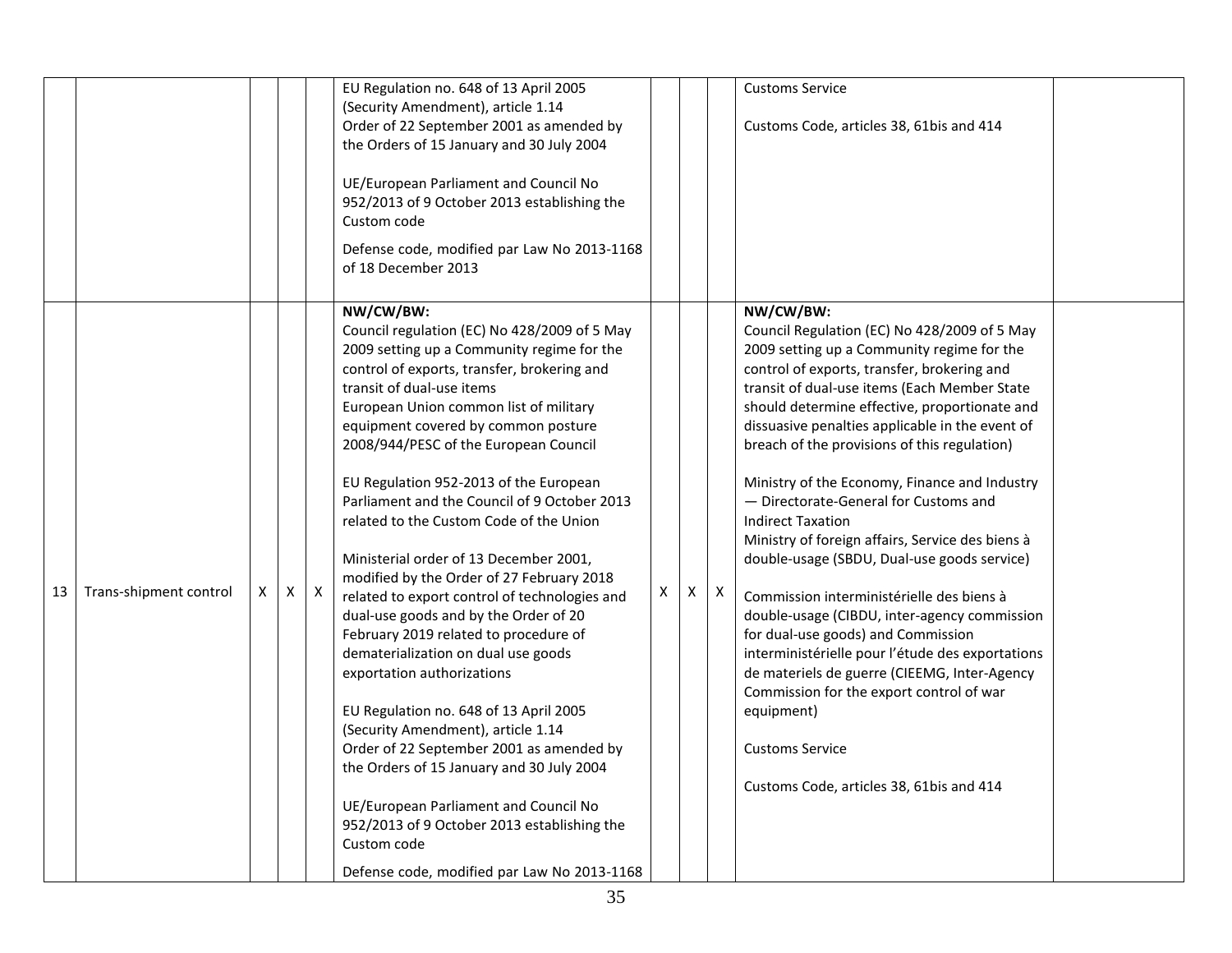| | | | | | | | | | | |
|---|---|---|---|---|---|---|---|---|---|---|
| | | | | | EU Regulation no. 648 of 13 April 2005 (Security Amendment), article 1.14<br>Order of 22 September 2001 as amended by the Orders of 15 January and 30 July 2004<br><br>UE/European Parliament and Council No 952/2013 of 9 October 2013 establishing the Custom code<br><br>Defense code, modified par Law No 2013-1168 of 18 December 2013 | | | | Customs Service<br><br>Customs Code, articles 38, 61bis and 414 | |
| 13 | Trans-shipment control | X | X | X | **NW/CW/BW:**<br>Council regulation (EC) No 428/2009 of 5 May 2009 setting up a Community regime for the control of exports, transfer, brokering and transit of dual-use items<br>European Union common list of military equipment covered by common posture 2008/944/PESC of the European Council<br><br>EU Regulation 952-2013 of the European Parliament and the Council of 9 October 2013 related to the Custom Code of the Union<br><br>Ministerial order of 13 December 2001, modified by the Order of 27 February 2018 related to export control of technologies and dual-use goods and by the Order of 20 February 2019 related to procedure of dematerialization on dual use goods exportation authorizations<br><br>EU Regulation no. 648 of 13 April 2005 (Security Amendment), article 1.14<br>Order of 22 September 2001 as amended by the Orders of 15 January and 30 July 2004<br><br>UE/European Parliament and Council No 952/2013 of 9 October 2013 establishing the Custom code<br><br>Defense code, modified par Law No 2013-1168 | X | X | X | **NW/CW/BW:**<br>Council Regulation (EC) No 428/2009 of 5 May 2009 setting up a Community regime for the control of exports, transfer, brokering and transit of dual-use items (Each Member State should determine effective, proportionate and dissuasive penalties applicable in the event of breach of the provisions of this regulation)<br><br>Ministry of the Economy, Finance and Industry — Directorate-General for Customs and Indirect Taxation<br>Ministry of foreign affairs, Service des biens à double-usage (SBDU, Dual-use goods service)<br><br>Commission interministérielle des biens à double-usage (CIBDU, inter-agency commission for dual-use goods) and Commission interministérielle pour l'étude des exportations de materiels de guerre (CIEEMG, Inter-Agency Commission for the export control of war equipment)<br><br>Customs Service<br><br>Customs Code, articles 38, 61bis and 414 | |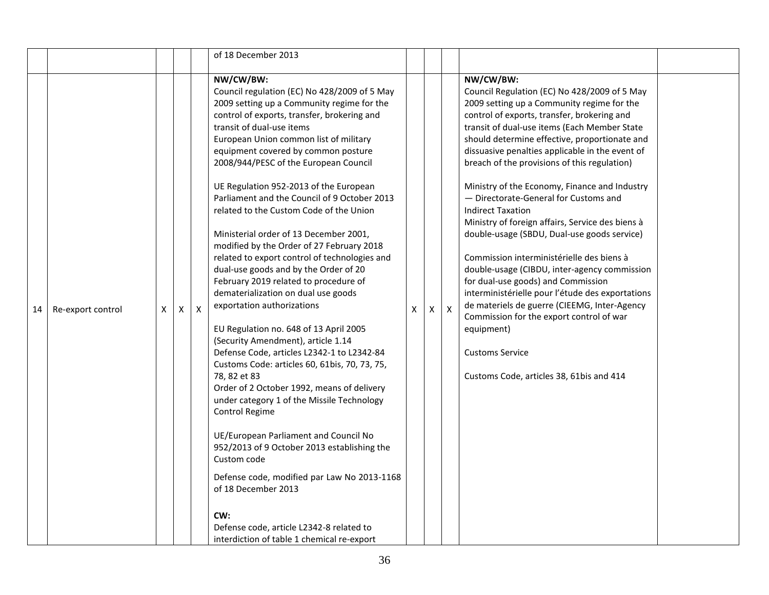| | | | | | | | | | | |
|---|---|---|---|---|---|---|---|---|---|---|
| | | | | | of 18 December 2013 | | | | | |
| 14 | Re-export control | X | X | X | **NW/CW/BW:**<br>Council regulation (EC) No 428/2009 of 5 May 2009 setting up a Community regime for the control of exports, transfer, brokering and transit of dual-use items<br>European Union common list of military equipment covered by common posture 2008/944/PESC of the European Council<br><br>UE Regulation 952-2013 of the European Parliament and the Council of 9 October 2013 related to the Custom Code of the Union<br><br>Ministerial order of 13 December 2001, modified by the Order of 27 February 2018 related to export control of technologies and dual-use goods and by the Order of 20 February 2019 related to procedure of dematerialization on dual use goods exportation authorizations<br><br>EU Regulation no. 648 of 13 April 2005 (Security Amendment), article 1.14<br>Defense Code, articles L2342-1 to L2342-84<br>Customs Code: articles 60, 61bis, 70, 73, 75, 78, 82 et 83<br>Order of 2 October 1992, means of delivery under category 1 of the Missile Technology Control Regime<br><br>UE/European Parliament and Council No 952/2013 of 9 October 2013 establishing the Custom code<br><br>Defense code, modified par Law No 2013-1168 of 18 December 2013<br><br>**CW:**<br>Defense code, article L2342-8 related to interdiction of table 1 chemical re-export | X | X | X | **NW/CW/BW:**<br>Council Regulation (EC) No 428/2009 of 5 May 2009 setting up a Community regime for the control of exports, transfer, brokering and transit of dual-use items (Each Member State should determine effective, proportionate and dissuasive penalties applicable in the event of breach of the provisions of this regulation)<br><br>Ministry of the Economy, Finance and Industry — Directorate-General for Customs and Indirect Taxation<br>Ministry of foreign affairs, Service des biens à double-usage (SBDU, Dual-use goods service)<br><br>Commission interministérielle des biens à double-usage (CIBDU, inter-agency commission for dual-use goods) and Commission interministérielle pour l'étude des exportations de materiels de guerre (CIEEMG, Inter-Agency Commission for the export control of war equipment)<br><br>Customs Service<br><br>Customs Code, articles 38, 61bis and 414 | |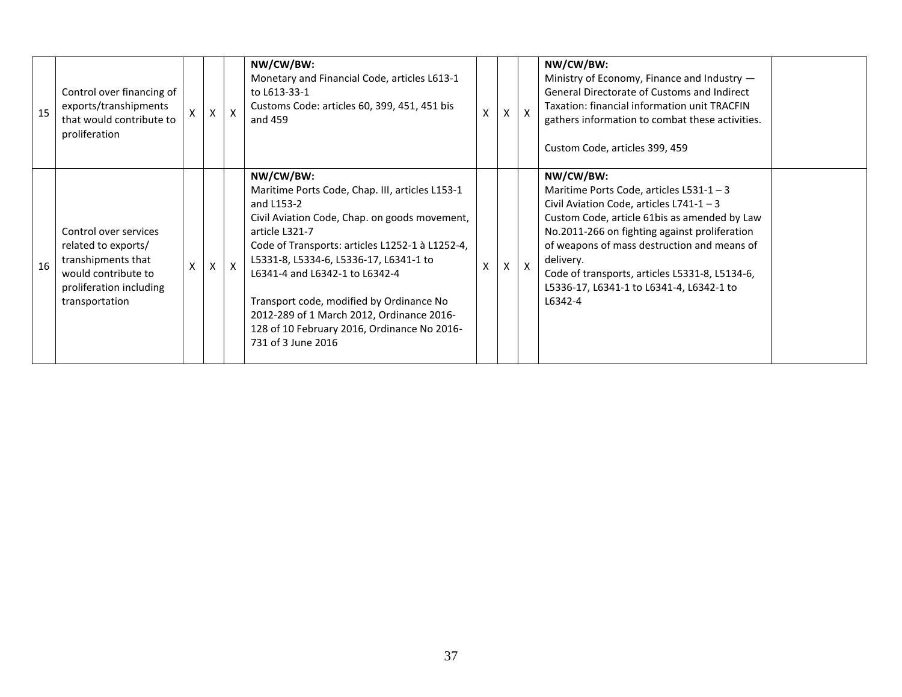| 15 | Control over financing of exports/transhipments that would contribute to proliferation | X | X | X | **NW/CW/BW:**<br>Monetary and Financial Code, articles L613-1 to L613-33-1<br>Customs Code: articles 60, 399, 451, 451 bis and 459 | X | X | X | **NW/CW/BW:**<br>Ministry of Economy, Finance and Industry — General Directorate of Customs and Indirect Taxation: financial information unit TRACFIN gathers information to combat these activities.<br><br>Custom Code, articles 399, 459 | |
|---|---|---|---|---|---|---|---|---|---|---|
| 16 | Control over services related to exports/ transhipments that would contribute to proliferation including transportation | X | X | X | **NW/CW/BW:**<br>Maritime Ports Code, Chap. III, articles L153-1 and L153-2<br>Civil Aviation Code, Chap. on goods movement, article L321-7<br>Code of Transports: articles L1252-1 à L1252-4, L5331-8, L5334-6, L5336-17, L6341-1 to L6341-4 and L6342-1 to L6342-4<br><br>Transport code, modified by Ordinance No 2012-289 of 1 March 2012, Ordinance 2016-128 of 10 February 2016, Ordinance No 2016-731 of 3 June 2016 | X | X | X | **NW/CW/BW:**<br>Maritime Ports Code, articles L531-1 – 3<br>Civil Aviation Code, articles L741-1 – 3<br>Custom Code, article 61bis as amended by Law No.2011-266 on fighting against proliferation of weapons of mass destruction and means of delivery.<br>Code of transports, articles L5331-8, L5134-6, L5336-17, L6341-1 to L6341-4, L6342-1 to L6342-4 | |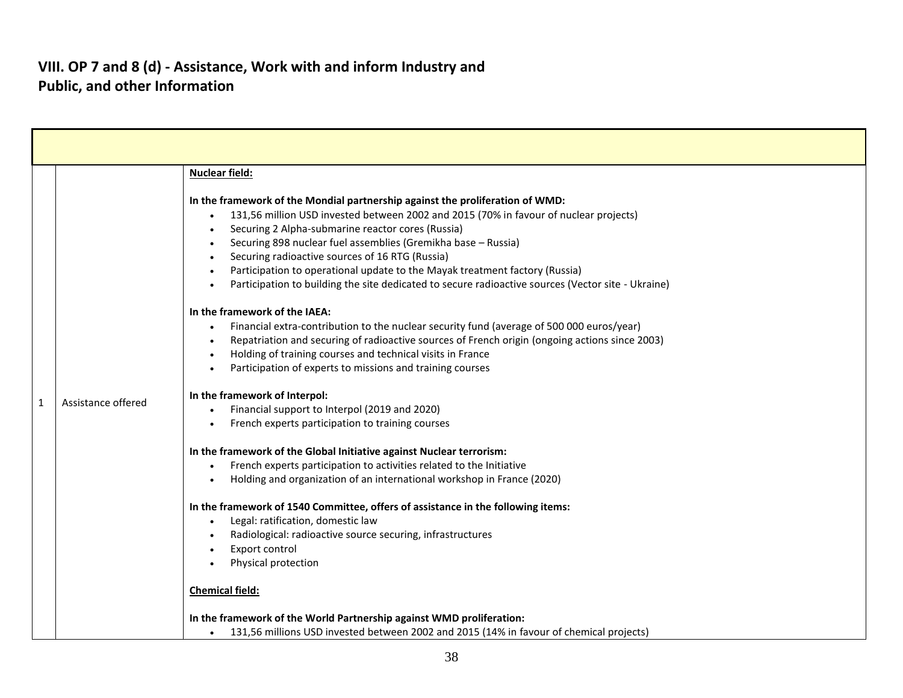## VIII. OP 7 and 8 (d) - Assistance, Work with and inform Industry and Public, and other Information

| | | |
|---|---|---|
| | | |
| 1 | Assistance offered | **Nuclear field:**<br><br>**In the framework of the Mondial partnership against the proliferation of WMD:**<br>• 131,56 million USD invested between 2002 and 2015 (70% in favour of nuclear projects)<br>• Securing 2 Alpha-submarine reactor cores (Russia)<br>• Securing 898 nuclear fuel assemblies (Gremikha base – Russia)<br>• Securing radioactive sources of 16 RTG (Russia)<br>• Participation to operational update to the Mayak treatment factory (Russia)<br>• Participation to building the site dedicated to secure radioactive sources (Vector site - Ukraine)<br><br>**In the framework of the IAEA:**<br>• Financial extra-contribution to the nuclear security fund (average of 500 000 euros/year)<br>• Repatriation and securing of radioactive sources of French origin (ongoing actions since 2003)<br>• Holding of training courses and technical visits in France<br>• Participation of experts to missions and training courses<br><br>**In the framework of Interpol:**<br>• Financial support to Interpol (2019 and 2020)<br>• French experts participation to training courses<br><br>**In the framework of the Global Initiative against Nuclear terrorism:**<br>• French experts participation to activities related to the Initiative<br>• Holding and organization of an international workshop in France (2020)<br><br>**In the framework of 1540 Committee, offers of assistance in the following items:**<br>• Legal: ratification, domestic law<br>• Radiological: radioactive source securing, infrastructures<br>• Export control<br>• Physical protection<br><br>**Chemical field:**<br><br>**In the framework of the World Partnership against WMD proliferation:**<br>• 131,56 millions USD invested between 2002 and 2015 (14% in favour of chemical projects) |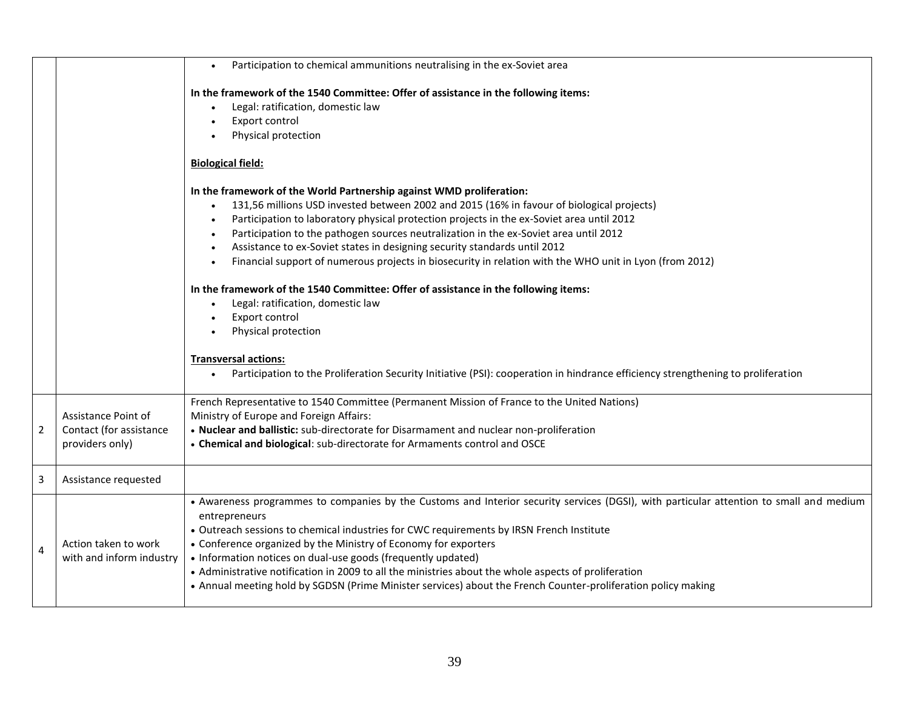| | | |
|---|---|---|
| | | • Participation to chemical ammunitions neutralising in the ex-Soviet area<br><br>**In the framework of the 1540 Committee: Offer of assistance in the following items:**<br>• Legal: ratification, domestic law<br>• Export control<br>• Physical protection<br><br>**Biological field:**<br><br>**In the framework of the World Partnership against WMD proliferation:**<br>• 131,56 millions USD invested between 2002 and 2015 (16% in favour of biological projects)<br>• Participation to laboratory physical protection projects in the ex-Soviet area until 2012<br>• Participation to the pathogen sources neutralization in the ex-Soviet area until 2012<br>• Assistance to ex-Soviet states in designing security standards until 2012<br>• Financial support of numerous projects in biosecurity in relation with the WHO unit in Lyon (from 2012)<br><br>**In the framework of the 1540 Committee: Offer of assistance in the following items:**<br>• Legal: ratification, domestic law<br>• Export control<br>• Physical protection<br><br>**Transversal actions:**<br>• Participation to the Proliferation Security Initiative (PSI): cooperation in hindrance efficiency strengthening to proliferation |
| 2 | Assistance Point of Contact (for assistance providers only) | French Representative to 1540 Committee (Permanent Mission of France to the United Nations)<br>Ministry of Europe and Foreign Affairs:<br>• **Nuclear and ballistic:** sub-directorate for Disarmament and nuclear non-proliferation<br>• **Chemical and biological**: sub-directorate for Armaments control and OSCE |
| 3 | Assistance requested | |
| 4 | Action taken to work with and inform industry | • Awareness programmes to companies by the Customs and Interior security services (DGSI), with particular attention to small and medium entrepreneurs<br>• Outreach sessions to chemical industries for CWC requirements by IRSN French Institute<br>• Conference organized by the Ministry of Economy for exporters<br>• Information notices on dual-use goods (frequently updated)<br>• Administrative notification in 2009 to all the ministries about the whole aspects of proliferation<br>• Annual meeting hold by SGDSN (Prime Minister services) about the French Counter-proliferation policy making |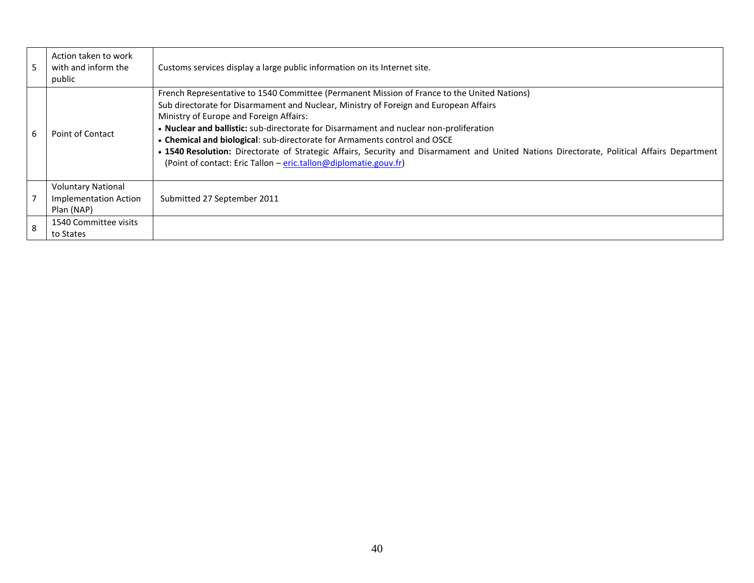| | | |
|---|---|---|
| 5 | Action taken to work with and inform the public | Customs services display a large public information on its Internet site. |
| 6 | Point of Contact | French Representative to 1540 Committee (Permanent Mission of France to the United Nations)<br>Sub directorate for Disarmament and Nuclear, Ministry of Foreign and European Affairs<br>Ministry of Europe and Foreign Affairs:<br>• **Nuclear and ballistic:** sub-directorate for Disarmament and nuclear non-proliferation<br>• **Chemical and biological**: sub-directorate for Armaments control and OSCE<br>• **1540 Resolution:** Directorate of Strategic Affairs, Security and Disarmament and United Nations Directorate, Political Affairs Department (Point of contact: Eric Tallon – eric.tallon@diplomatie.gouv.fr) |
| 7 | Voluntary National Implementation Action Plan (NAP) | Submitted 27 September 2011 |
| 8 | 1540 Committee visits to States | |